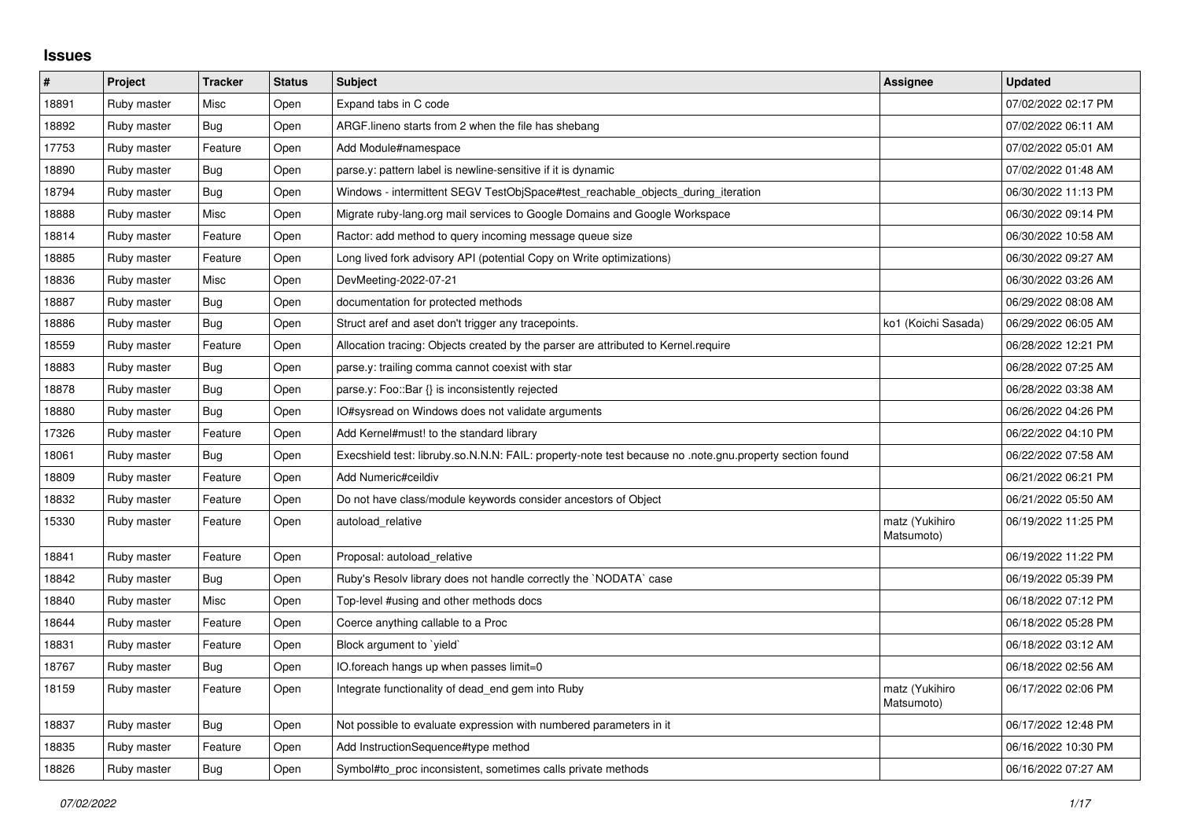## Issues

| # | Project | Tracker | Status | Subject | Assignee | Updated |
|---|---|---|---|---|---|---|
| 18891 | Ruby master | Misc | Open | Expand tabs in C code | | 07/02/2022 02:17 PM |
| 18892 | Ruby master | Bug | Open | ARGF.lineno starts from 2 when the file has shebang | | 07/02/2022 06:11 AM |
| 17753 | Ruby master | Feature | Open | Add Module#namespace | | 07/02/2022 05:01 AM |
| 18890 | Ruby master | Bug | Open | parse.y: pattern label is newline-sensitive if it is dynamic | | 07/02/2022 01:48 AM |
| 18794 | Ruby master | Bug | Open | Windows - intermittent SEGV TestObjSpace#test_reachable_objects_during_iteration | | 06/30/2022 11:13 PM |
| 18888 | Ruby master | Misc | Open | Migrate ruby-lang.org mail services to Google Domains and Google Workspace | | 06/30/2022 09:14 PM |
| 18814 | Ruby master | Feature | Open | Ractor: add method to query incoming message queue size | | 06/30/2022 10:58 AM |
| 18885 | Ruby master | Feature | Open | Long lived fork advisory API (potential Copy on Write optimizations) | | 06/30/2022 09:27 AM |
| 18836 | Ruby master | Misc | Open | DevMeeting-2022-07-21 | | 06/30/2022 03:26 AM |
| 18887 | Ruby master | Bug | Open | documentation for protected methods | | 06/29/2022 08:08 AM |
| 18886 | Ruby master | Bug | Open | Struct aref and aset don't trigger any tracepoints. | ko1 (Koichi Sasada) | 06/29/2022 06:05 AM |
| 18559 | Ruby master | Feature | Open | Allocation tracing: Objects created by the parser are attributed to Kernel.require | | 06/28/2022 12:21 PM |
| 18883 | Ruby master | Bug | Open | parse.y: trailing comma cannot coexist with star | | 06/28/2022 07:25 AM |
| 18878 | Ruby master | Bug | Open | parse.y: Foo::Bar {} is inconsistently rejected | | 06/28/2022 03:38 AM |
| 18880 | Ruby master | Bug | Open | IO#sysread on Windows does not validate arguments | | 06/26/2022 04:26 PM |
| 17326 | Ruby master | Feature | Open | Add Kernel#must! to the standard library | | 06/22/2022 04:10 PM |
| 18061 | Ruby master | Bug | Open | Execshield test: libruby.so.N.N.N: FAIL: property-note test because no .note.gnu.property section found | | 06/22/2022 07:58 AM |
| 18809 | Ruby master | Feature | Open | Add Numeric#ceildiv | | 06/21/2022 06:21 PM |
| 18832 | Ruby master | Feature | Open | Do not have class/module keywords consider ancestors of Object | | 06/21/2022 05:50 AM |
| 15330 | Ruby master | Feature | Open | autoload_relative | matz (Yukihiro Matsumoto) | 06/19/2022 11:25 PM |
| 18841 | Ruby master | Feature | Open | Proposal: autoload_relative | | 06/19/2022 11:22 PM |
| 18842 | Ruby master | Bug | Open | Ruby's Resolv library does not handle correctly the `NODATA` case | | 06/19/2022 05:39 PM |
| 18840 | Ruby master | Misc | Open | Top-level #using and other methods docs | | 06/18/2022 07:12 PM |
| 18644 | Ruby master | Feature | Open | Coerce anything callable to a Proc | | 06/18/2022 05:28 PM |
| 18831 | Ruby master | Feature | Open | Block argument to `yield` | | 06/18/2022 03:12 AM |
| 18767 | Ruby master | Bug | Open | IO.foreach hangs up when passes limit=0 | | 06/18/2022 02:56 AM |
| 18159 | Ruby master | Feature | Open | Integrate functionality of dead_end gem into Ruby | matz (Yukihiro Matsumoto) | 06/17/2022 02:06 PM |
| 18837 | Ruby master | Bug | Open | Not possible to evaluate expression with numbered parameters in it | | 06/17/2022 12:48 PM |
| 18835 | Ruby master | Feature | Open | Add InstructionSequence#type method | | 06/16/2022 10:30 PM |
| 18826 | Ruby master | Bug | Open | Symbol#to_proc inconsistent, sometimes calls private methods | | 06/16/2022 07:27 AM |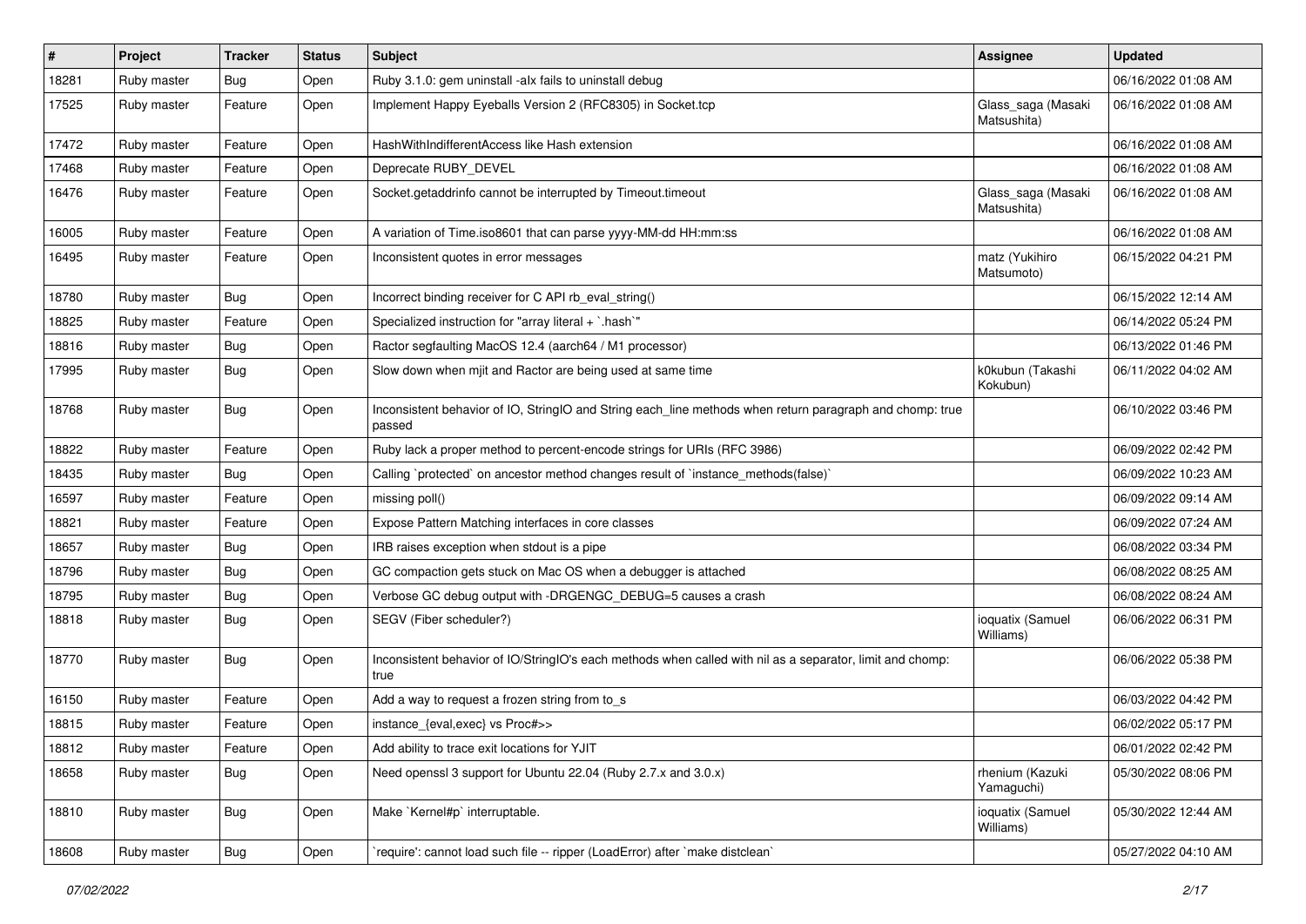| # | Project | Tracker | Status | Subject | Assignee | Updated |
|---|---|---|---|---|---|---|
| 18281 | Ruby master | Bug | Open | Ruby 3.1.0: gem uninstall -alx fails to uninstall debug | | 06/16/2022 01:08 AM |
| 17525 | Ruby master | Feature | Open | Implement Happy Eyeballs Version 2 (RFC8305) in Socket.tcp | Glass_saga (Masaki Matsushita) | 06/16/2022 01:08 AM |
| 17472 | Ruby master | Feature | Open | HashWithIndifferentAccess like Hash extension | | 06/16/2022 01:08 AM |
| 17468 | Ruby master | Feature | Open | Deprecate RUBY_DEVEL | | 06/16/2022 01:08 AM |
| 16476 | Ruby master | Feature | Open | Socket.getaddrinfo cannot be interrupted by Timeout.timeout | Glass_saga (Masaki Matsushita) | 06/16/2022 01:08 AM |
| 16005 | Ruby master | Feature | Open | A variation of Time.iso8601 that can parse yyyy-MM-dd HH:mm:ss | | 06/16/2022 01:08 AM |
| 16495 | Ruby master | Feature | Open | Inconsistent quotes in error messages | matz (Yukihiro Matsumoto) | 06/15/2022 04:21 PM |
| 18780 | Ruby master | Bug | Open | Incorrect binding receiver for C API rb_eval_string() | | 06/15/2022 12:14 AM |
| 18825 | Ruby master | Feature | Open | Specialized instruction for "array literal + `.hash`" | | 06/14/2022 05:24 PM |
| 18816 | Ruby master | Bug | Open | Ractor segfaulting MacOS 12.4 (aarch64 / M1 processor) | | 06/13/2022 01:46 PM |
| 17995 | Ruby master | Bug | Open | Slow down when mjit and Ractor are being used at same time | k0kubun (Takashi Kokubun) | 06/11/2022 04:02 AM |
| 18768 | Ruby master | Bug | Open | Inconsistent behavior of IO, StringIO and String each_line methods when return paragraph and chomp: true passed | | 06/10/2022 03:46 PM |
| 18822 | Ruby master | Feature | Open | Ruby lack a proper method to percent-encode strings for URIs (RFC 3986) | | 06/09/2022 02:42 PM |
| 18435 | Ruby master | Bug | Open | Calling `protected` on ancestor method changes result of `instance_methods(false)` | | 06/09/2022 10:23 AM |
| 16597 | Ruby master | Feature | Open | missing poll() | | 06/09/2022 09:14 AM |
| 18821 | Ruby master | Feature | Open | Expose Pattern Matching interfaces in core classes | | 06/09/2022 07:24 AM |
| 18657 | Ruby master | Bug | Open | IRB raises exception when stdout is a pipe | | 06/08/2022 03:34 PM |
| 18796 | Ruby master | Bug | Open | GC compaction gets stuck on Mac OS when a debugger is attached | | 06/08/2022 08:25 AM |
| 18795 | Ruby master | Bug | Open | Verbose GC debug output with -DRGENGC_DEBUG=5 causes a crash | | 06/08/2022 08:24 AM |
| 18818 | Ruby master | Bug | Open | SEGV (Fiber scheduler?) | ioquatix (Samuel Williams) | 06/06/2022 06:31 PM |
| 18770 | Ruby master | Bug | Open | Inconsistent behavior of IO/StringIO's each methods when called with nil as a separator, limit and chomp: true | | 06/06/2022 05:38 PM |
| 16150 | Ruby master | Feature | Open | Add a way to request a frozen string from to_s | | 06/03/2022 04:42 PM |
| 18815 | Ruby master | Feature | Open | instance_{eval,exec} vs Proc#>> | | 06/02/2022 05:17 PM |
| 18812 | Ruby master | Feature | Open | Add ability to trace exit locations for YJIT | | 06/01/2022 02:42 PM |
| 18658 | Ruby master | Bug | Open | Need openssl 3 support for Ubuntu 22.04 (Ruby 2.7.x and 3.0.x) | rhenium (Kazuki Yamaguchi) | 05/30/2022 08:06 PM |
| 18810 | Ruby master | Bug | Open | Make `Kernel#p` interruptable. | ioquatix (Samuel Williams) | 05/30/2022 12:44 AM |
| 18608 | Ruby master | Bug | Open | `require': cannot load such file -- ripper (LoadError) after `make distclean` | | 05/27/2022 04:10 AM |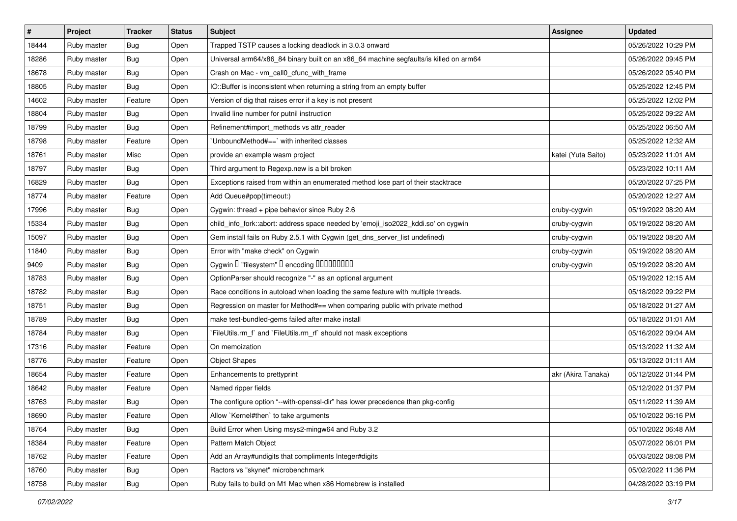| # | Project | Tracker | Status | Subject | Assignee | Updated |
|---|---|---|---|---|---|---|
| 18444 | Ruby master | Bug | Open | Trapped TSTP causes a locking deadlock in 3.0.3 onward | | 05/26/2022 10:29 PM |
| 18286 | Ruby master | Bug | Open | Universal arm64/x86_84 binary built on an x86_64 machine segfaults/is killed on arm64 | | 05/26/2022 09:45 PM |
| 18678 | Ruby master | Bug | Open | Crash on Mac - vm_call0_cfunc_with_frame | | 05/26/2022 05:40 PM |
| 18805 | Ruby master | Bug | Open | IO::Buffer is inconsistent when returning a string from an empty buffer | | 05/25/2022 12:45 PM |
| 14602 | Ruby master | Feature | Open | Version of dig that raises error if a key is not present | | 05/25/2022 12:02 PM |
| 18804 | Ruby master | Bug | Open | Invalid line number for putnil instruction | | 05/25/2022 09:22 AM |
| 18799 | Ruby master | Bug | Open | Refinement#import_methods vs attr_reader | | 05/25/2022 06:50 AM |
| 18798 | Ruby master | Feature | Open | `UnboundMethod#==` with inherited classes | | 05/25/2022 12:32 AM |
| 18761 | Ruby master | Misc | Open | provide an example wasm project | katei (Yuta Saito) | 05/23/2022 11:01 AM |
| 18797 | Ruby master | Bug | Open | Third argument to Regexp.new is a bit broken | | 05/23/2022 10:11 AM |
| 16829 | Ruby master | Bug | Open | Exceptions raised from within an enumerated method lose part of their stacktrace | | 05/20/2022 07:25 PM |
| 18774 | Ruby master | Feature | Open | Add Queue#pop(timeout:) | | 05/20/2022 12:27 AM |
| 17996 | Ruby master | Bug | Open | Cygwin: thread + pipe behavior since Ruby 2.6 | cruby-cygwin | 05/19/2022 08:20 AM |
| 15334 | Ruby master | Bug | Open | child_info_fork::abort: address space needed by 'emoji_iso2022_kddi.so' on cygwin | cruby-cygwin | 05/19/2022 08:20 AM |
| 15097 | Ruby master | Bug | Open | Gem install fails on Ruby 2.5.1 with Cygwin (get_dns_server_list undefined) | cruby-cygwin | 05/19/2022 08:20 AM |
| 11840 | Ruby master | Bug | Open | Error with "make check" on Cygwin | cruby-cygwin | 05/19/2022 08:20 AM |
| 9409 | Ruby master | Bug | Open | Cygwin � "filesystem" � encoding ��������� | cruby-cygwin | 05/19/2022 08:20 AM |
| 18783 | Ruby master | Bug | Open | OptionParser should recognize "-" as an optional argument | | 05/19/2022 12:15 AM |
| 18782 | Ruby master | Bug | Open | Race conditions in autoload when loading the same feature with multiple threads. | | 05/18/2022 09:22 PM |
| 18751 | Ruby master | Bug | Open | Regression on master for Method#== when comparing public with private method | | 05/18/2022 01:27 AM |
| 18789 | Ruby master | Bug | Open | make test-bundled-gems failed after make install | | 05/18/2022 01:01 AM |
| 18784 | Ruby master | Bug | Open | `FileUtils.rm_f` and `FileUtils.rm_rf` should not mask exceptions | | 05/16/2022 09:04 AM |
| 17316 | Ruby master | Feature | Open | On memoization | | 05/13/2022 11:32 AM |
| 18776 | Ruby master | Feature | Open | Object Shapes | | 05/13/2022 01:11 AM |
| 18654 | Ruby master | Feature | Open | Enhancements to prettyprint | akr (Akira Tanaka) | 05/12/2022 01:44 PM |
| 18642 | Ruby master | Feature | Open | Named ripper fields | | 05/12/2022 01:37 PM |
| 18763 | Ruby master | Bug | Open | The configure option "--with-openssl-dir" has lower precedence than pkg-config | | 05/11/2022 11:39 AM |
| 18690 | Ruby master | Feature | Open | Allow `Kernel#then` to take arguments | | 05/10/2022 06:16 PM |
| 18764 | Ruby master | Bug | Open | Build Error when Using msys2-mingw64 and Ruby 3.2 | | 05/10/2022 06:48 AM |
| 18384 | Ruby master | Feature | Open | Pattern Match Object | | 05/07/2022 06:01 PM |
| 18762 | Ruby master | Feature | Open | Add an Array#undigits that compliments Integer#digits | | 05/03/2022 08:08 PM |
| 18760 | Ruby master | Bug | Open | Ractors vs "skynet" microbenchmark | | 05/02/2022 11:36 PM |
| 18758 | Ruby master | Bug | Open | Ruby fails to build on M1 Mac when x86 Homebrew is installed | | 04/28/2022 03:19 PM |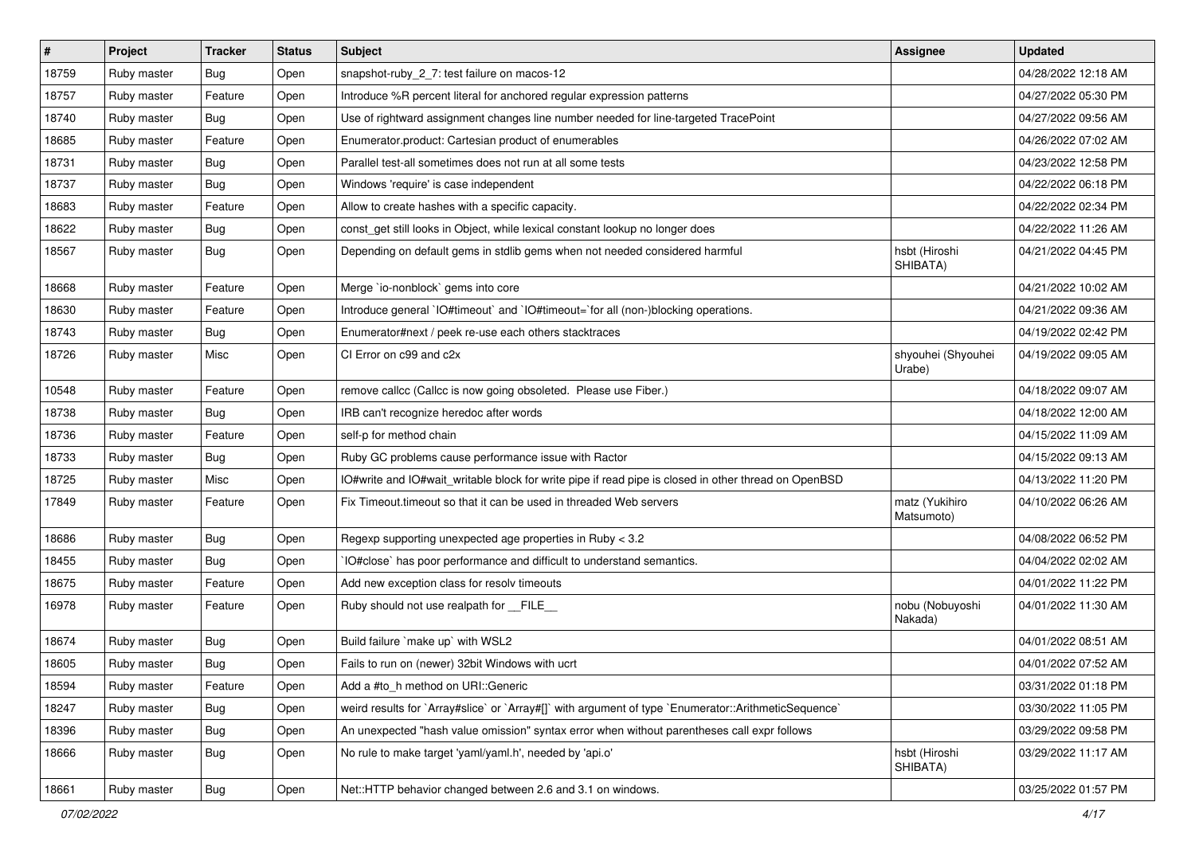| # | Project | Tracker | Status | Subject | Assignee | Updated |
|---|---|---|---|---|---|---|
| 18759 | Ruby master | Bug | Open | snapshot-ruby_2_7: test failure on macos-12 | | 04/28/2022 12:18 AM |
| 18757 | Ruby master | Feature | Open | Introduce %R percent literal for anchored regular expression patterns | | 04/27/2022 05:30 PM |
| 18740 | Ruby master | Bug | Open | Use of rightward assignment changes line number needed for line-targeted TracePoint | | 04/27/2022 09:56 AM |
| 18685 | Ruby master | Feature | Open | Enumerator.product: Cartesian product of enumerables | | 04/26/2022 07:02 AM |
| 18731 | Ruby master | Bug | Open | Parallel test-all sometimes does not run at all some tests | | 04/23/2022 12:58 PM |
| 18737 | Ruby master | Bug | Open | Windows 'require' is case independent | | 04/22/2022 06:18 PM |
| 18683 | Ruby master | Feature | Open | Allow to create hashes with a specific capacity. | | 04/22/2022 02:34 PM |
| 18622 | Ruby master | Bug | Open | const_get still looks in Object, while lexical constant lookup no longer does | | 04/22/2022 11:26 AM |
| 18567 | Ruby master | Bug | Open | Depending on default gems in stdlib gems when not needed considered harmful | hsbt (Hiroshi SHIBATA) | 04/21/2022 04:45 PM |
| 18668 | Ruby master | Feature | Open | Merge `io-nonblock` gems into core | | 04/21/2022 10:02 AM |
| 18630 | Ruby master | Feature | Open | Introduce general `IO#timeout` and `IO#timeout=`for all (non-)blocking operations. | | 04/21/2022 09:36 AM |
| 18743 | Ruby master | Bug | Open | Enumerator#next / peek re-use each others stacktraces | | 04/19/2022 02:42 PM |
| 18726 | Ruby master | Misc | Open | CI Error on c99 and c2x | shyouhei (Shyouhei Urabe) | 04/19/2022 09:05 AM |
| 10548 | Ruby master | Feature | Open | remove callcc (Callcc is now going obsoleted. Please use Fiber.) | | 04/18/2022 09:07 AM |
| 18738 | Ruby master | Bug | Open | IRB can't recognize heredoc after words | | 04/18/2022 12:00 AM |
| 18736 | Ruby master | Feature | Open | self-p for method chain | | 04/15/2022 11:09 AM |
| 18733 | Ruby master | Bug | Open | Ruby GC problems cause performance issue with Ractor | | 04/15/2022 09:13 AM |
| 18725 | Ruby master | Misc | Open | IO#write and IO#wait_writable block for write pipe if read pipe is closed in other thread on OpenBSD | | 04/13/2022 11:20 PM |
| 17849 | Ruby master | Feature | Open | Fix Timeout.timeout so that it can be used in threaded Web servers | matz (Yukihiro Matsumoto) | 04/10/2022 06:26 AM |
| 18686 | Ruby master | Bug | Open | Regexp supporting unexpected age properties in Ruby < 3.2 | | 04/08/2022 06:52 PM |
| 18455 | Ruby master | Bug | Open | `IO#close` has poor performance and difficult to understand semantics. | | 04/04/2022 02:02 AM |
| 18675 | Ruby master | Feature | Open | Add new exception class for resolv timeouts | | 04/01/2022 11:22 PM |
| 16978 | Ruby master | Feature | Open | Ruby should not use realpath for __FILE__ | nobu (Nobuyoshi Nakada) | 04/01/2022 11:30 AM |
| 18674 | Ruby master | Bug | Open | Build failure `make up` with WSL2 | | 04/01/2022 08:51 AM |
| 18605 | Ruby master | Bug | Open | Fails to run on (newer) 32bit Windows with ucrt | | 04/01/2022 07:52 AM |
| 18594 | Ruby master | Feature | Open | Add a #to_h method on URI::Generic | | 03/31/2022 01:18 PM |
| 18247 | Ruby master | Bug | Open | weird results for `Array#slice` or `Array#[]` with argument of type `Enumerator::ArithmeticSequence` | | 03/30/2022 11:05 PM |
| 18396 | Ruby master | Bug | Open | An unexpected "hash value omission" syntax error when without parentheses call expr follows | | 03/29/2022 09:58 PM |
| 18666 | Ruby master | Bug | Open | No rule to make target 'yaml/yaml.h', needed by 'api.o' | hsbt (Hiroshi SHIBATA) | 03/29/2022 11:17 AM |
| 18661 | Ruby master | Bug | Open | Net::HTTP behavior changed between 2.6 and 3.1 on windows. | | 03/25/2022 01:57 PM |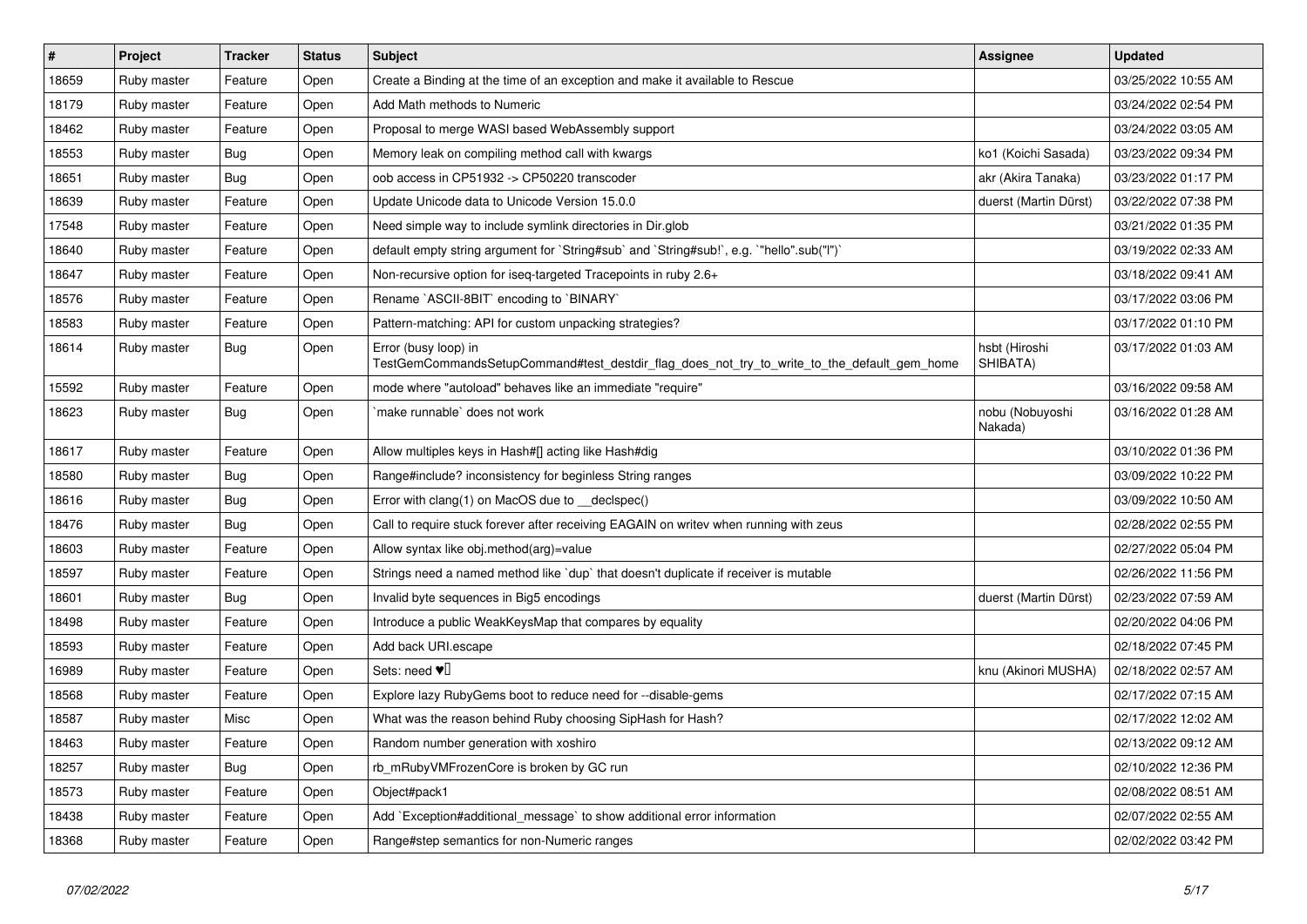| # | Project | Tracker | Status | Subject | Assignee | Updated |
|---|---|---|---|---|---|---|
| 18659 | Ruby master | Feature | Open | Create a Binding at the time of an exception and make it available to Rescue | | 03/25/2022 10:55 AM |
| 18179 | Ruby master | Feature | Open | Add Math methods to Numeric | | 03/24/2022 02:54 PM |
| 18462 | Ruby master | Feature | Open | Proposal to merge WASI based WebAssembly support | | 03/24/2022 03:05 AM |
| 18553 | Ruby master | Bug | Open | Memory leak on compiling method call with kwargs | ko1 (Koichi Sasada) | 03/23/2022 09:34 PM |
| 18651 | Ruby master | Bug | Open | oob access in CP51932 -> CP50220 transcoder | akr (Akira Tanaka) | 03/23/2022 01:17 PM |
| 18639 | Ruby master | Feature | Open | Update Unicode data to Unicode Version 15.0.0 | duerst (Martin Dürst) | 03/22/2022 07:38 PM |
| 17548 | Ruby master | Feature | Open | Need simple way to include symlink directories in Dir.glob | | 03/21/2022 01:35 PM |
| 18640 | Ruby master | Feature | Open | default empty string argument for `String#sub` and `String#sub!`, e.g. `"hello".sub("l")` | | 03/19/2022 02:33 AM |
| 18647 | Ruby master | Feature | Open | Non-recursive option for iseq-targeted Tracepoints in ruby 2.6+ | | 03/18/2022 09:41 AM |
| 18576 | Ruby master | Feature | Open | Rename `ASCII-8BIT` encoding to `BINARY` | | 03/17/2022 03:06 PM |
| 18583 | Ruby master | Feature | Open | Pattern-matching: API for custom unpacking strategies? | | 03/17/2022 01:10 PM |
| 18614 | Ruby master | Bug | Open | Error (busy loop) in TestGemCommandsSetupCommand#test_destdir_flag_does_not_try_to_write_to_the_default_gem_home | hsbt (Hiroshi SHIBATA) | 03/17/2022 01:03 AM |
| 15592 | Ruby master | Feature | Open | mode where "autoload" behaves like an immediate "require" | | 03/16/2022 09:58 AM |
| 18623 | Ruby master | Bug | Open | `make runnable` does not work | nobu (Nobuyoshi Nakada) | 03/16/2022 01:28 AM |
| 18617 | Ruby master | Feature | Open | Allow multiples keys in Hash#[] acting like Hash#dig | | 03/10/2022 01:36 PM |
| 18580 | Ruby master | Bug | Open | Range#include? inconsistency for beginless String ranges | | 03/09/2022 10:22 PM |
| 18616 | Ruby master | Bug | Open | Error with clang(1) on MacOS due to __declspec() | | 03/09/2022 10:50 AM |
| 18476 | Ruby master | Bug | Open | Call to require stuck forever after receiving EAGAIN on writev when running with zeus | | 02/28/2022 02:55 PM |
| 18603 | Ruby master | Feature | Open | Allow syntax like obj.method(arg)=value | | 02/27/2022 05:04 PM |
| 18597 | Ruby master | Feature | Open | Strings need a named method like `dup` that doesn't duplicate if receiver is mutable | | 02/26/2022 11:56 PM |
| 18601 | Ruby master | Bug | Open | Invalid byte sequences in Big5 encodings | duerst (Martin Dürst) | 02/23/2022 07:59 AM |
| 18498 | Ruby master | Feature | Open | Introduce a public WeakKeysMap that compares by equality | | 02/20/2022 04:06 PM |
| 18593 | Ruby master | Feature | Open | Add back URI.escape | | 02/18/2022 07:45 PM |
| 16989 | Ruby master | Feature | Open | Sets: need ♥️ | knu (Akinori MUSHA) | 02/18/2022 02:57 AM |
| 18568 | Ruby master | Feature | Open | Explore lazy RubyGems boot to reduce need for --disable-gems | | 02/17/2022 07:15 AM |
| 18587 | Ruby master | Misc | Open | What was the reason behind Ruby choosing SipHash for Hash? | | 02/17/2022 12:02 AM |
| 18463 | Ruby master | Feature | Open | Random number generation with xoshiro | | 02/13/2022 09:12 AM |
| 18257 | Ruby master | Bug | Open | rb_mRubyVMFrozenCore is broken by GC run | | 02/10/2022 12:36 PM |
| 18573 | Ruby master | Feature | Open | Object#pack1 | | 02/08/2022 08:51 AM |
| 18438 | Ruby master | Feature | Open | Add `Exception#additional_message` to show additional error information | | 02/07/2022 02:55 AM |
| 18368 | Ruby master | Feature | Open | Range#step semantics for non-Numeric ranges | | 02/02/2022 03:42 PM |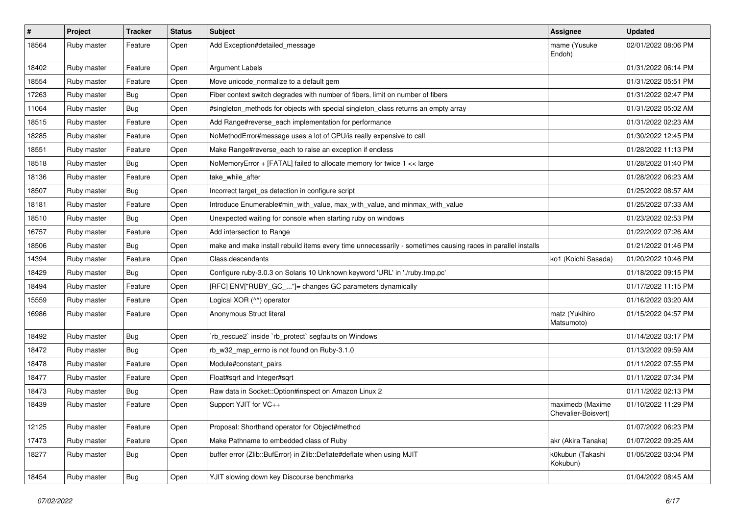| # | Project | Tracker | Status | Subject | Assignee | Updated |
|---|---|---|---|---|---|---|
| 18564 | Ruby master | Feature | Open | Add Exception#detailed_message | mame (Yusuke Endoh) | 02/01/2022 08:06 PM |
| 18402 | Ruby master | Feature | Open | Argument Labels | | 01/31/2022 06:14 PM |
| 18554 | Ruby master | Feature | Open | Move unicode_normalize to a default gem | | 01/31/2022 05:51 PM |
| 17263 | Ruby master | Bug | Open | Fiber context switch degrades with number of fibers, limit on number of fibers | | 01/31/2022 02:47 PM |
| 11064 | Ruby master | Bug | Open | #singleton_methods for objects with special singleton_class returns an empty array | | 01/31/2022 05:02 AM |
| 18515 | Ruby master | Feature | Open | Add Range#reverse_each implementation for performance | | 01/31/2022 02:23 AM |
| 18285 | Ruby master | Feature | Open | NoMethodError#message uses a lot of CPU/is really expensive to call | | 01/30/2022 12:45 PM |
| 18551 | Ruby master | Feature | Open | Make Range#reverse_each to raise an exception if endless | | 01/28/2022 11:13 PM |
| 18518 | Ruby master | Bug | Open | NoMemoryError + [FATAL] failed to allocate memory for twice 1 << large | | 01/28/2022 01:40 PM |
| 18136 | Ruby master | Feature | Open | take_while_after | | 01/28/2022 06:23 AM |
| 18507 | Ruby master | Bug | Open | Incorrect target_os detection in configure script | | 01/25/2022 08:57 AM |
| 18181 | Ruby master | Feature | Open | Introduce Enumerable#min_with_value, max_with_value, and minmax_with_value | | 01/25/2022 07:33 AM |
| 18510 | Ruby master | Bug | Open | Unexpected waiting for console when starting ruby on windows | | 01/23/2022 02:53 PM |
| 16757 | Ruby master | Feature | Open | Add intersection to Range | | 01/22/2022 07:26 AM |
| 18506 | Ruby master | Bug | Open | make and make install rebuild items every time unnecessarily - sometimes causing races in parallel installs | | 01/21/2022 01:46 PM |
| 14394 | Ruby master | Feature | Open | Class.descendants | ko1 (Koichi Sasada) | 01/20/2022 10:46 PM |
| 18429 | Ruby master | Bug | Open | Configure ruby-3.0.3 on Solaris 10 Unknown keyword 'URL' in './ruby.tmp.pc' | | 01/18/2022 09:15 PM |
| 18494 | Ruby master | Feature | Open | [RFC] ENV["RUBY_GC_..."]= changes GC parameters dynamically | | 01/17/2022 11:15 PM |
| 15559 | Ruby master | Feature | Open | Logical XOR (^^) operator | | 01/16/2022 03:20 AM |
| 16986 | Ruby master | Feature | Open | Anonymous Struct literal | matz (Yukihiro Matsumoto) | 01/15/2022 04:57 PM |
| 18492 | Ruby master | Bug | Open | `rb_rescue2` inside `rb_protect` segfaults on Windows | | 01/14/2022 03:17 PM |
| 18472 | Ruby master | Bug | Open | rb_w32_map_errno is not found on Ruby-3.1.0 | | 01/13/2022 09:59 AM |
| 18478 | Ruby master | Feature | Open | Module#constant_pairs | | 01/11/2022 07:55 PM |
| 18477 | Ruby master | Feature | Open | Float#sqrt and Integer#sqrt | | 01/11/2022 07:34 PM |
| 18473 | Ruby master | Bug | Open | Raw data in Socket::Option#inspect on Amazon Linux 2 | | 01/11/2022 02:13 PM |
| 18439 | Ruby master | Feature | Open | Support YJIT for VC++ | maximecb (Maxime Chevalier-Boisvert) | 01/10/2022 11:29 PM |
| 12125 | Ruby master | Feature | Open | Proposal: Shorthand operator for Object#method | | 01/07/2022 06:23 PM |
| 17473 | Ruby master | Feature | Open | Make Pathname to embedded class of Ruby | akr (Akira Tanaka) | 01/07/2022 09:25 AM |
| 18277 | Ruby master | Bug | Open | buffer error (Zlib::BufError) in Zlib::Deflate#deflate when using MJIT | k0kubun (Takashi Kokubun) | 01/05/2022 03:04 PM |
| 18454 | Ruby master | Bug | Open | YJIT slowing down key Discourse benchmarks | | 01/04/2022 08:45 AM |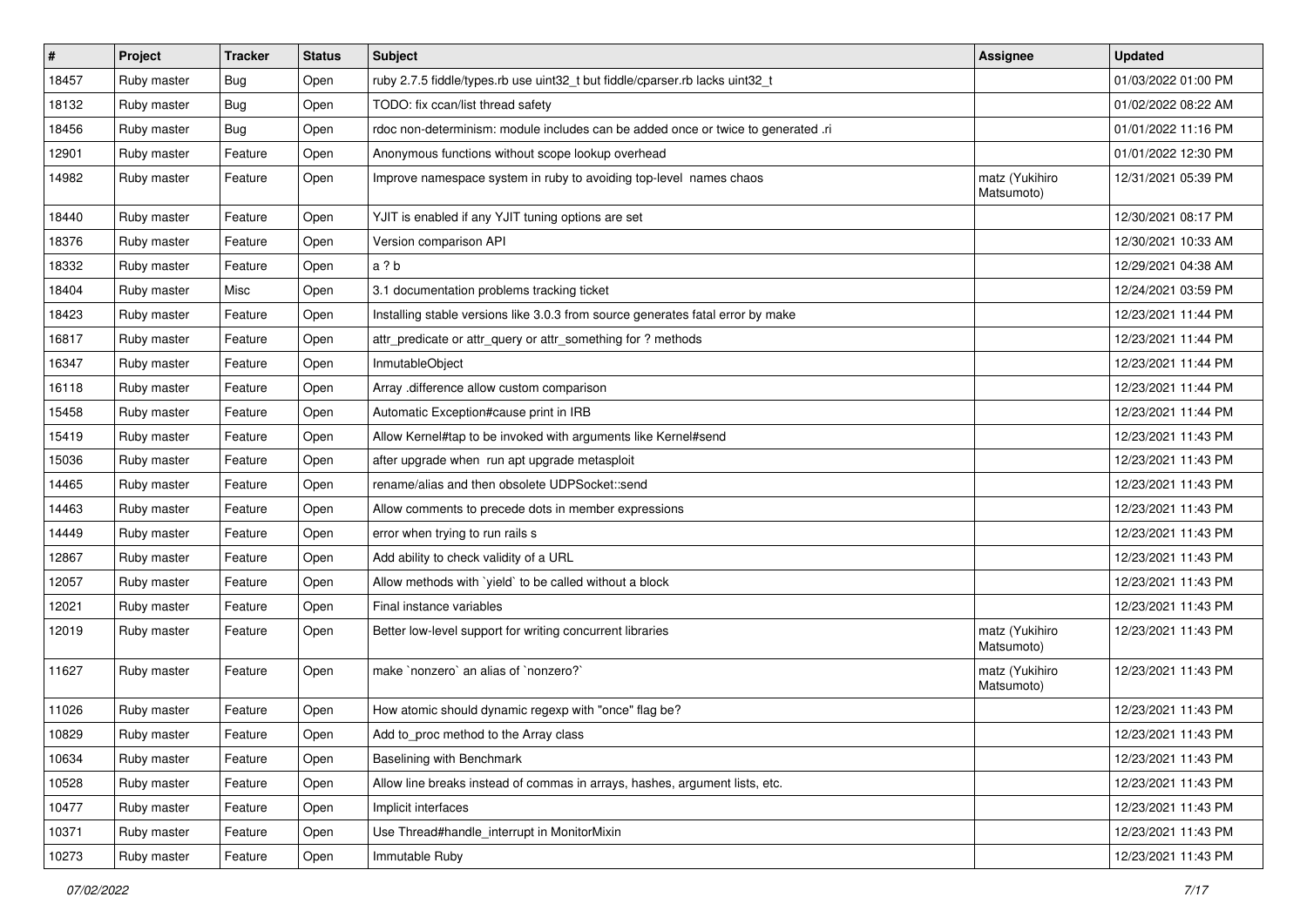| # | Project | Tracker | Status | Subject | Assignee | Updated |
| --- | --- | --- | --- | --- | --- | --- |
| 18457 | Ruby master | Bug | Open | ruby 2.7.5 fiddle/types.rb use uint32_t but fiddle/cparser.rb lacks uint32_t | | 01/03/2022 01:00 PM |
| 18132 | Ruby master | Bug | Open | TODO: fix ccan/list thread safety | | 01/02/2022 08:22 AM |
| 18456 | Ruby master | Bug | Open | rdoc non-determinism: module includes can be added once or twice to generated .ri | | 01/01/2022 11:16 PM |
| 12901 | Ruby master | Feature | Open | Anonymous functions without scope lookup overhead | | 01/01/2022 12:30 PM |
| 14982 | Ruby master | Feature | Open | Improve namespace system in ruby to avoiding top-level names chaos | matz (Yukihiro Matsumoto) | 12/31/2021 05:39 PM |
| 18440 | Ruby master | Feature | Open | YJIT is enabled if any YJIT tuning options are set | | 12/30/2021 08:17 PM |
| 18376 | Ruby master | Feature | Open | Version comparison API | | 12/30/2021 10:33 AM |
| 18332 | Ruby master | Feature | Open | a ? b | | 12/29/2021 04:38 AM |
| 18404 | Ruby master | Misc | Open | 3.1 documentation problems tracking ticket | | 12/24/2021 03:59 PM |
| 18423 | Ruby master | Feature | Open | Installing stable versions like 3.0.3 from source generates fatal error by make | | 12/23/2021 11:44 PM |
| 16817 | Ruby master | Feature | Open | attr_predicate or attr_query or attr_something for ? methods | | 12/23/2021 11:44 PM |
| 16347 | Ruby master | Feature | Open | InmutableObject | | 12/23/2021 11:44 PM |
| 16118 | Ruby master | Feature | Open | Array .difference allow custom comparison | | 12/23/2021 11:44 PM |
| 15458 | Ruby master | Feature | Open | Automatic Exception#cause print in IRB | | 12/23/2021 11:44 PM |
| 15419 | Ruby master | Feature | Open | Allow Kernel#tap to be invoked with arguments like Kernel#send | | 12/23/2021 11:43 PM |
| 15036 | Ruby master | Feature | Open | after upgrade when run apt upgrade metasploit | | 12/23/2021 11:43 PM |
| 14465 | Ruby master | Feature | Open | rename/alias and then obsolete UDPSocket::send | | 12/23/2021 11:43 PM |
| 14463 | Ruby master | Feature | Open | Allow comments to precede dots in member expressions | | 12/23/2021 11:43 PM |
| 14449 | Ruby master | Feature | Open | error when trying to run rails s | | 12/23/2021 11:43 PM |
| 12867 | Ruby master | Feature | Open | Add ability to check validity of a URL | | 12/23/2021 11:43 PM |
| 12057 | Ruby master | Feature | Open | Allow methods with `yield` to be called without a block | | 12/23/2021 11:43 PM |
| 12021 | Ruby master | Feature | Open | Final instance variables | | 12/23/2021 11:43 PM |
| 12019 | Ruby master | Feature | Open | Better low-level support for writing concurrent libraries | matz (Yukihiro Matsumoto) | 12/23/2021 11:43 PM |
| 11627 | Ruby master | Feature | Open | make `nonzero` an alias of `nonzero?` | matz (Yukihiro Matsumoto) | 12/23/2021 11:43 PM |
| 11026 | Ruby master | Feature | Open | How atomic should dynamic regexp with "once" flag be? | | 12/23/2021 11:43 PM |
| 10829 | Ruby master | Feature | Open | Add to_proc method to the Array class | | 12/23/2021 11:43 PM |
| 10634 | Ruby master | Feature | Open | Baselining with Benchmark | | 12/23/2021 11:43 PM |
| 10528 | Ruby master | Feature | Open | Allow line breaks instead of commas in arrays, hashes, argument lists, etc. | | 12/23/2021 11:43 PM |
| 10477 | Ruby master | Feature | Open | Implicit interfaces | | 12/23/2021 11:43 PM |
| 10371 | Ruby master | Feature | Open | Use Thread#handle_interrupt in MonitorMixin | | 12/23/2021 11:43 PM |
| 10273 | Ruby master | Feature | Open | Immutable Ruby | | 12/23/2021 11:43 PM |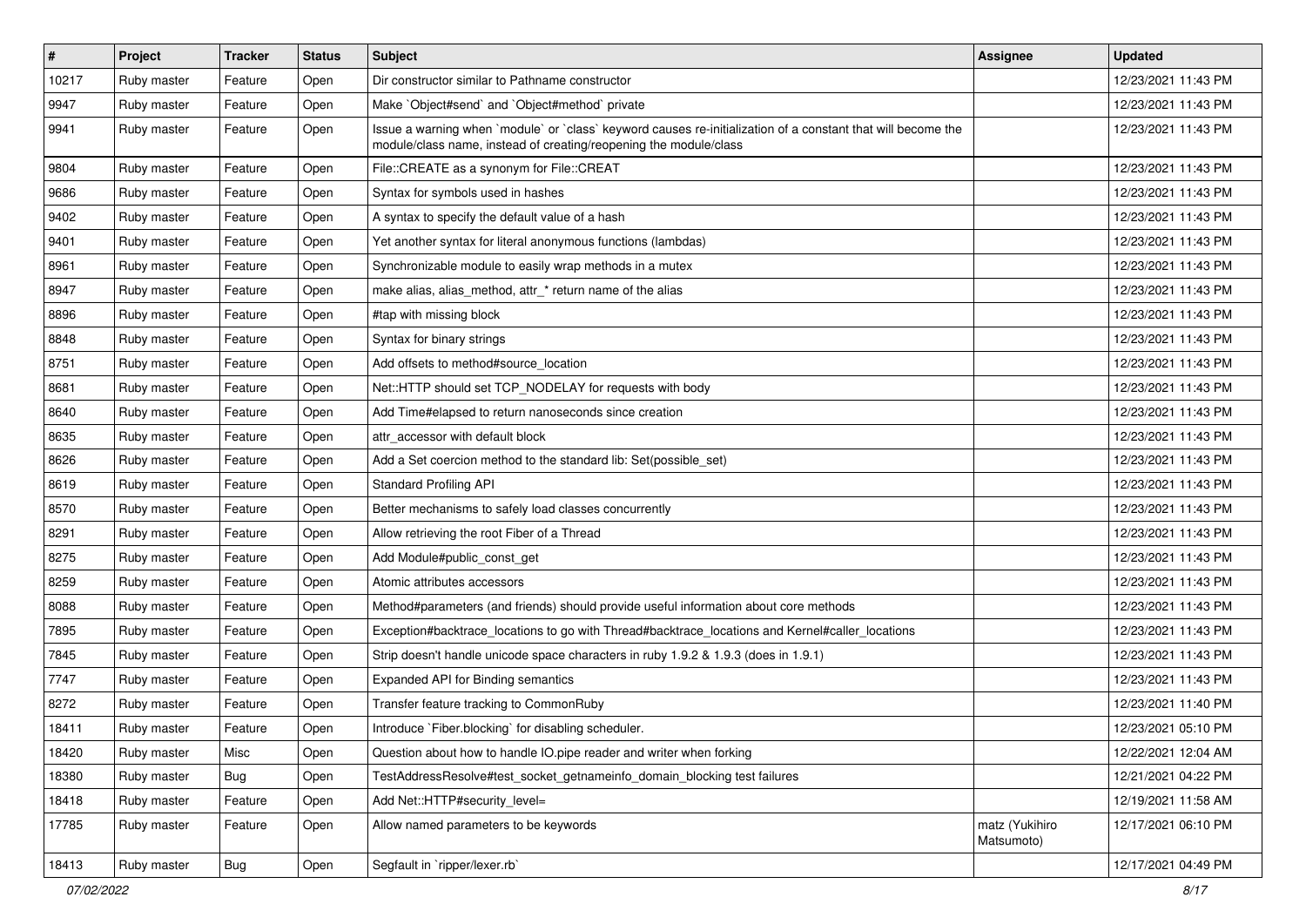| # | Project | Tracker | Status | Subject | Assignee | Updated |
|---|---|---|---|---|---|---|
| 10217 | Ruby master | Feature | Open | Dir constructor similar to Pathname constructor | | 12/23/2021 11:43 PM |
| 9947 | Ruby master | Feature | Open | Make `Object#send` and `Object#method` private | | 12/23/2021 11:43 PM |
| 9941 | Ruby master | Feature | Open | Issue a warning when `module` or `class` keyword causes re-initialization of a constant that will become the module/class name, instead of creating/reopening the module/class | | 12/23/2021 11:43 PM |
| 9804 | Ruby master | Feature | Open | File::CREATE as a synonym for File::CREAT | | 12/23/2021 11:43 PM |
| 9686 | Ruby master | Feature | Open | Syntax for symbols used in hashes | | 12/23/2021 11:43 PM |
| 9402 | Ruby master | Feature | Open | A syntax to specify the default value of a hash | | 12/23/2021 11:43 PM |
| 9401 | Ruby master | Feature | Open | Yet another syntax for literal anonymous functions (lambdas) | | 12/23/2021 11:43 PM |
| 8961 | Ruby master | Feature | Open | Synchronizable module to easily wrap methods in a mutex | | 12/23/2021 11:43 PM |
| 8947 | Ruby master | Feature | Open | make alias, alias_method, attr_* return name of the alias | | 12/23/2021 11:43 PM |
| 8896 | Ruby master | Feature | Open | #tap with missing block | | 12/23/2021 11:43 PM |
| 8848 | Ruby master | Feature | Open | Syntax for binary strings | | 12/23/2021 11:43 PM |
| 8751 | Ruby master | Feature | Open | Add offsets to method#source_location | | 12/23/2021 11:43 PM |
| 8681 | Ruby master | Feature | Open | Net::HTTP should set TCP_NODELAY for requests with body | | 12/23/2021 11:43 PM |
| 8640 | Ruby master | Feature | Open | Add Time#elapsed to return nanoseconds since creation | | 12/23/2021 11:43 PM |
| 8635 | Ruby master | Feature | Open | attr_accessor with default block | | 12/23/2021 11:43 PM |
| 8626 | Ruby master | Feature | Open | Add a Set coercion method to the standard lib: Set(possible_set) | | 12/23/2021 11:43 PM |
| 8619 | Ruby master | Feature | Open | Standard Profiling API | | 12/23/2021 11:43 PM |
| 8570 | Ruby master | Feature | Open | Better mechanisms to safely load classes concurrently | | 12/23/2021 11:43 PM |
| 8291 | Ruby master | Feature | Open | Allow retrieving the root Fiber of a Thread | | 12/23/2021 11:43 PM |
| 8275 | Ruby master | Feature | Open | Add Module#public_const_get | | 12/23/2021 11:43 PM |
| 8259 | Ruby master | Feature | Open | Atomic attributes accessors | | 12/23/2021 11:43 PM |
| 8088 | Ruby master | Feature | Open | Method#parameters (and friends) should provide useful information about core methods | | 12/23/2021 11:43 PM |
| 7895 | Ruby master | Feature | Open | Exception#backtrace_locations to go with Thread#backtrace_locations and Kernel#caller_locations | | 12/23/2021 11:43 PM |
| 7845 | Ruby master | Feature | Open | Strip doesn't handle unicode space characters in ruby 1.9.2 & 1.9.3 (does in 1.9.1) | | 12/23/2021 11:43 PM |
| 7747 | Ruby master | Feature | Open | Expanded API for Binding semantics | | 12/23/2021 11:43 PM |
| 8272 | Ruby master | Feature | Open | Transfer feature tracking to CommonRuby | | 12/23/2021 11:40 PM |
| 18411 | Ruby master | Feature | Open | Introduce `Fiber.blocking` for disabling scheduler. | | 12/23/2021 05:10 PM |
| 18420 | Ruby master | Misc | Open | Question about how to handle IO.pipe reader and writer when forking | | 12/22/2021 12:04 AM |
| 18380 | Ruby master | Bug | Open | TestAddressResolve#test_socket_getnameinfo_domain_blocking test failures | | 12/21/2021 04:22 PM |
| 18418 | Ruby master | Feature | Open | Add Net::HTTP#security_level= | | 12/19/2021 11:58 AM |
| 17785 | Ruby master | Feature | Open | Allow named parameters to be keywords | matz (Yukihiro Matsumoto) | 12/17/2021 06:10 PM |
| 18413 | Ruby master | Bug | Open | Segfault in `ripper/lexer.rb` | | 12/17/2021 04:49 PM |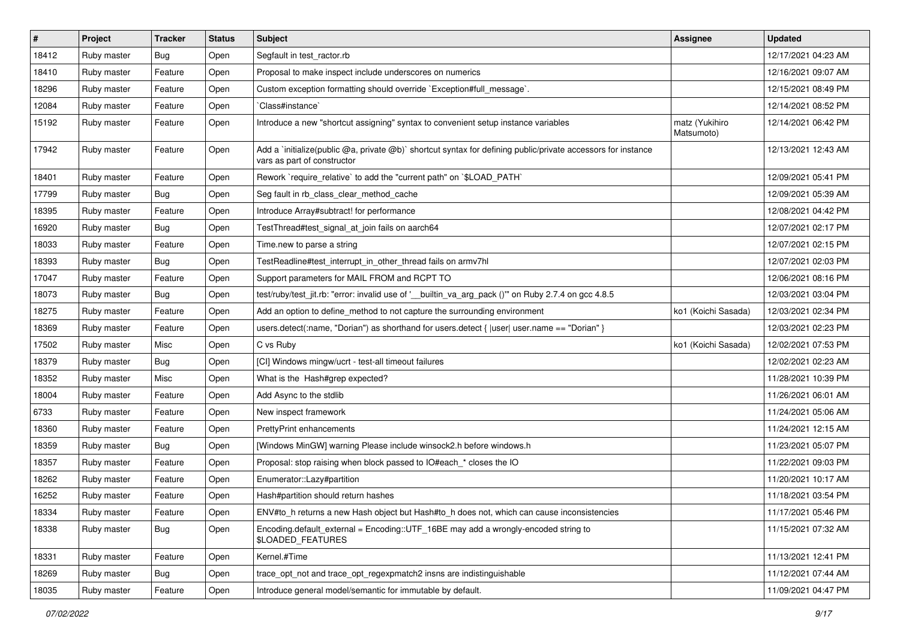| # | Project | Tracker | Status | Subject | Assignee | Updated |
|---|---|---|---|---|---|---|
| 18412 | Ruby master | Bug | Open | Segfault in test_ractor.rb | | 12/17/2021 04:23 AM |
| 18410 | Ruby master | Feature | Open | Proposal to make inspect include underscores on numerics | | 12/16/2021 09:07 AM |
| 18296 | Ruby master | Feature | Open | Custom exception formatting should override `Exception#full_message`. | | 12/15/2021 08:49 PM |
| 12084 | Ruby master | Feature | Open | `Class#instance` | | 12/14/2021 08:52 PM |
| 15192 | Ruby master | Feature | Open | Introduce a new "shortcut assigning" syntax to convenient setup instance variables | matz (Yukihiro Matsumoto) | 12/14/2021 06:42 PM |
| 17942 | Ruby master | Feature | Open | Add a `initialize(public @a, private @b)` shortcut syntax for defining public/private accessors for instance vars as part of constructor | | 12/13/2021 12:43 AM |
| 18401 | Ruby master | Feature | Open | Rework `require_relative` to add the "current path" on `$LOAD_PATH` | | 12/09/2021 05:41 PM |
| 17799 | Ruby master | Bug | Open | Seg fault in rb_class_clear_method_cache | | 12/09/2021 05:39 AM |
| 18395 | Ruby master | Feature | Open | Introduce Array#subtract! for performance | | 12/08/2021 04:42 PM |
| 16920 | Ruby master | Bug | Open | TestThread#test_signal_at_join fails on aarch64 | | 12/07/2021 02:17 PM |
| 18033 | Ruby master | Feature | Open | Time.new to parse a string | | 12/07/2021 02:15 PM |
| 18393 | Ruby master | Bug | Open | TestReadline#test_interrupt_in_other_thread fails on armv7hl | | 12/07/2021 02:03 PM |
| 17047 | Ruby master | Feature | Open | Support parameters for MAIL FROM and RCPT TO | | 12/06/2021 08:16 PM |
| 18073 | Ruby master | Bug | Open | test/ruby/test_jit.rb: "error: invalid use of '__builtin_va_arg_pack ()'" on Ruby 2.7.4 on gcc 4.8.5 | | 12/03/2021 03:04 PM |
| 18275 | Ruby master | Feature | Open | Add an option to define_method to not capture the surrounding environment | ko1 (Koichi Sasada) | 12/03/2021 02:34 PM |
| 18369 | Ruby master | Feature | Open | users.detect(:name, "Dorian") as shorthand for users.detect { \|user\| user.name == "Dorian" } | | 12/03/2021 02:23 PM |
| 17502 | Ruby master | Misc | Open | C vs Ruby | ko1 (Koichi Sasada) | 12/02/2021 07:53 PM |
| 18379 | Ruby master | Bug | Open | [CI] Windows mingw/ucrt - test-all timeout failures | | 12/02/2021 02:23 AM |
| 18352 | Ruby master | Misc | Open | What is the Hash#grep expected? | | 11/28/2021 10:39 PM |
| 18004 | Ruby master | Feature | Open | Add Async to the stdlib | | 11/26/2021 06:01 AM |
| 6733 | Ruby master | Feature | Open | New inspect framework | | 11/24/2021 05:06 AM |
| 18360 | Ruby master | Feature | Open | PrettyPrint enhancements | | 11/24/2021 12:15 AM |
| 18359 | Ruby master | Bug | Open | [Windows MinGW] warning Please include winsock2.h before windows.h | | 11/23/2021 05:07 PM |
| 18357 | Ruby master | Feature | Open | Proposal: stop raising when block passed to IO#each_* closes the IO | | 11/22/2021 09:03 PM |
| 18262 | Ruby master | Feature | Open | Enumerator::Lazy#partition | | 11/20/2021 10:17 AM |
| 16252 | Ruby master | Feature | Open | Hash#partition should return hashes | | 11/18/2021 03:54 PM |
| 18334 | Ruby master | Feature | Open | ENV#to_h returns a new Hash object but Hash#to_h does not, which can cause inconsistencies | | 11/17/2021 05:46 PM |
| 18338 | Ruby master | Bug | Open | Encoding.default_external = Encoding::UTF_16BE may add a wrongly-encoded string to $LOADED_FEATURES | | 11/15/2021 07:32 AM |
| 18331 | Ruby master | Feature | Open | Kernel.#Time | | 11/13/2021 12:41 PM |
| 18269 | Ruby master | Bug | Open | trace_opt_not and trace_opt_regexpmatch2 insns are indistinguishable | | 11/12/2021 07:44 AM |
| 18035 | Ruby master | Feature | Open | Introduce general model/semantic for immutable by default. | | 11/09/2021 04:47 PM |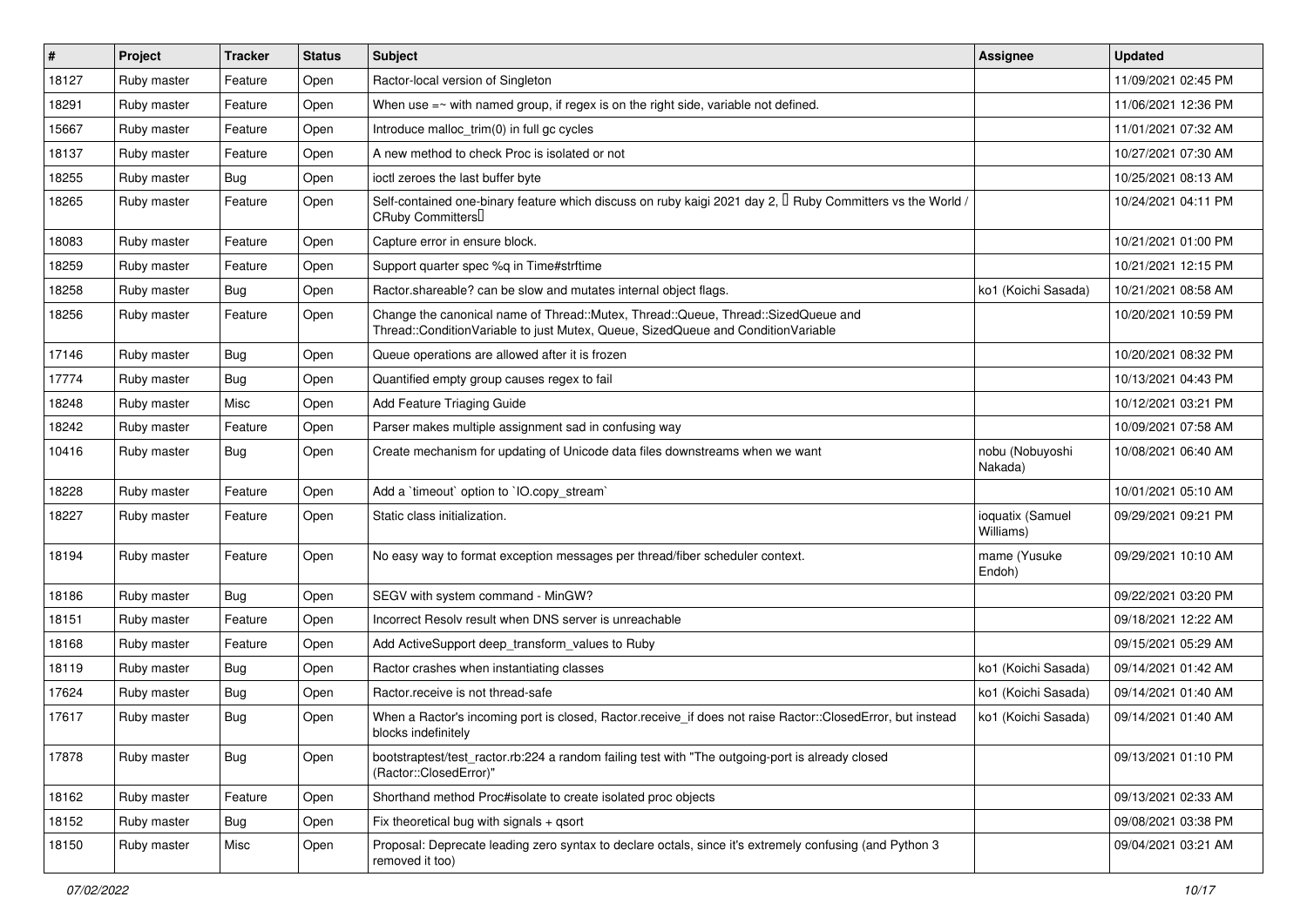| # | Project | Tracker | Status | Subject | Assignee | Updated |
|---|---|---|---|---|---|---|
| 18127 | Ruby master | Feature | Open | Ractor-local version of Singleton | | 11/09/2021 02:45 PM |
| 18291 | Ruby master | Feature | Open | When use =~ with named group, if regex is on the right side, variable not defined. | | 11/06/2021 12:36 PM |
| 15667 | Ruby master | Feature | Open | Introduce malloc_trim(0) in full gc cycles | | 11/01/2021 07:32 AM |
| 18137 | Ruby master | Feature | Open | A new method to check Proc is isolated or not | | 10/27/2021 07:30 AM |
| 18255 | Ruby master | Bug | Open | ioctl zeroes the last buffer byte | | 10/25/2021 08:13 AM |
| 18265 | Ruby master | Feature | Open | Self-contained one-binary feature which discuss on ruby kaigi 2021 day 2, 「Ruby Committers vs the World / CRuby Committers」 | | 10/24/2021 04:11 PM |
| 18083 | Ruby master | Feature | Open | Capture error in ensure block. | | 10/21/2021 01:00 PM |
| 18259 | Ruby master | Feature | Open | Support quarter spec %q in Time#strftime | | 10/21/2021 12:15 PM |
| 18258 | Ruby master | Bug | Open | Ractor.shareable? can be slow and mutates internal object flags. | ko1 (Koichi Sasada) | 10/21/2021 08:58 AM |
| 18256 | Ruby master | Feature | Open | Change the canonical name of Thread::Mutex, Thread::Queue, Thread::SizedQueue and Thread::ConditionVariable to just Mutex, Queue, SizedQueue and ConditionVariable | | 10/20/2021 10:59 PM |
| 17146 | Ruby master | Bug | Open | Queue operations are allowed after it is frozen | | 10/20/2021 08:32 PM |
| 17774 | Ruby master | Bug | Open | Quantified empty group causes regex to fail | | 10/13/2021 04:43 PM |
| 18248 | Ruby master | Misc | Open | Add Feature Triaging Guide | | 10/12/2021 03:21 PM |
| 18242 | Ruby master | Feature | Open | Parser makes multiple assignment sad in confusing way | | 10/09/2021 07:58 AM |
| 10416 | Ruby master | Bug | Open | Create mechanism for updating of Unicode data files downstreams when we want | nobu (Nobuyoshi Nakada) | 10/08/2021 06:40 AM |
| 18228 | Ruby master | Feature | Open | Add a `timeout` option to `IO.copy_stream` | | 10/01/2021 05:10 AM |
| 18227 | Ruby master | Feature | Open | Static class initialization. | ioquatix (Samuel Williams) | 09/29/2021 09:21 PM |
| 18194 | Ruby master | Feature | Open | No easy way to format exception messages per thread/fiber scheduler context. | mame (Yusuke Endoh) | 09/29/2021 10:10 AM |
| 18186 | Ruby master | Bug | Open | SEGV with system command - MinGW? | | 09/22/2021 03:20 PM |
| 18151 | Ruby master | Feature | Open | Incorrect Resolv result when DNS server is unreachable | | 09/18/2021 12:22 AM |
| 18168 | Ruby master | Feature | Open | Add ActiveSupport deep_transform_values to Ruby | | 09/15/2021 05:29 AM |
| 18119 | Ruby master | Bug | Open | Ractor crashes when instantiating classes | ko1 (Koichi Sasada) | 09/14/2021 01:42 AM |
| 17624 | Ruby master | Bug | Open | Ractor.receive is not thread-safe | ko1 (Koichi Sasada) | 09/14/2021 01:40 AM |
| 17617 | Ruby master | Bug | Open | When a Ractor's incoming port is closed, Ractor.receive_if does not raise Ractor::ClosedError, but instead blocks indefinitely | ko1 (Koichi Sasada) | 09/14/2021 01:40 AM |
| 17878 | Ruby master | Bug | Open | bootstraptest/test_ractor.rb:224 a random failing test with "The outgoing-port is already closed (Ractor::ClosedError)" | | 09/13/2021 01:10 PM |
| 18162 | Ruby master | Feature | Open | Shorthand method Proc#isolate to create isolated proc objects | | 09/13/2021 02:33 AM |
| 18152 | Ruby master | Bug | Open | Fix theoretical bug with signals + qsort | | 09/08/2021 03:38 PM |
| 18150 | Ruby master | Misc | Open | Proposal: Deprecate leading zero syntax to declare octals, since it's extremely confusing (and Python 3 removed it too) | | 09/04/2021 03:21 AM |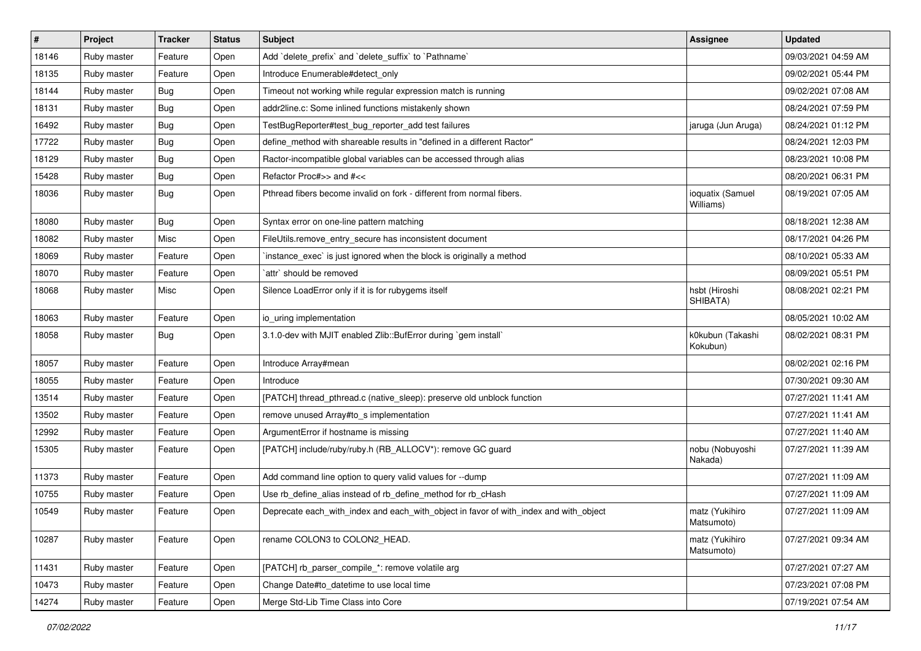| # | Project | Tracker | Status | Subject | Assignee | Updated |
|---|---|---|---|---|---|---|
| 18146 | Ruby master | Feature | Open | Add `delete_prefix` and `delete_suffix` to `Pathname` | | 09/03/2021 04:59 AM |
| 18135 | Ruby master | Feature | Open | Introduce Enumerable#detect_only | | 09/02/2021 05:44 PM |
| 18144 | Ruby master | Bug | Open | Timeout not working while regular expression match is running | | 09/02/2021 07:08 AM |
| 18131 | Ruby master | Bug | Open | addr2line.c: Some inlined functions mistakenly shown | | 08/24/2021 07:59 PM |
| 16492 | Ruby master | Bug | Open | TestBugReporter#test_bug_reporter_add test failures | jaruga (Jun Aruga) | 08/24/2021 01:12 PM |
| 17722 | Ruby master | Bug | Open | define_method with shareable results in "defined in a different Ractor" | | 08/24/2021 12:03 PM |
| 18129 | Ruby master | Bug | Open | Ractor-incompatible global variables can be accessed through alias | | 08/23/2021 10:08 PM |
| 15428 | Ruby master | Bug | Open | Refactor Proc#>> and #<< | | 08/20/2021 06:31 PM |
| 18036 | Ruby master | Bug | Open | Pthread fibers become invalid on fork - different from normal fibers. | ioquatix (Samuel Williams) | 08/19/2021 07:05 AM |
| 18080 | Ruby master | Bug | Open | Syntax error on one-line pattern matching | | 08/18/2021 12:38 AM |
| 18082 | Ruby master | Misc | Open | FileUtils.remove_entry_secure has inconsistent document | | 08/17/2021 04:26 PM |
| 18069 | Ruby master | Feature | Open | `instance_exec` is just ignored when the block is originally a method | | 08/10/2021 05:33 AM |
| 18070 | Ruby master | Feature | Open | `attr` should be removed | | 08/09/2021 05:51 PM |
| 18068 | Ruby master | Misc | Open | Silence LoadError only if it is for rubygems itself | hsbt (Hiroshi SHIBATA) | 08/08/2021 02:21 PM |
| 18063 | Ruby master | Feature | Open | io_uring implementation | | 08/05/2021 10:02 AM |
| 18058 | Ruby master | Bug | Open | 3.1.0-dev with MJIT enabled Zlib::BufError during `gem install` | k0kubun (Takashi Kokubun) | 08/02/2021 08:31 PM |
| 18057 | Ruby master | Feature | Open | Introduce Array#mean | | 08/02/2021 02:16 PM |
| 18055 | Ruby master | Feature | Open | Introduce | | 07/30/2021 09:30 AM |
| 13514 | Ruby master | Feature | Open | [PATCH] thread_pthread.c (native_sleep): preserve old unblock function | | 07/27/2021 11:41 AM |
| 13502 | Ruby master | Feature | Open | remove unused Array#to_s implementation | | 07/27/2021 11:41 AM |
| 12992 | Ruby master | Feature | Open | ArgumentError if hostname is missing | | 07/27/2021 11:40 AM |
| 15305 | Ruby master | Feature | Open | [PATCH] include/ruby/ruby.h (RB_ALLOCV*): remove GC guard | nobu (Nobuyoshi Nakada) | 07/27/2021 11:39 AM |
| 11373 | Ruby master | Feature | Open | Add command line option to query valid values for --dump | | 07/27/2021 11:09 AM |
| 10755 | Ruby master | Feature | Open | Use rb_define_alias instead of rb_define_method for rb_cHash | | 07/27/2021 11:09 AM |
| 10549 | Ruby master | Feature | Open | Deprecate each_with_index and each_with_object in favor of with_index and with_object | matz (Yukihiro Matsumoto) | 07/27/2021 11:09 AM |
| 10287 | Ruby master | Feature | Open | rename COLON3 to COLON2_HEAD. | matz (Yukihiro Matsumoto) | 07/27/2021 09:34 AM |
| 11431 | Ruby master | Feature | Open | [PATCH] rb_parser_compile_*: remove volatile arg | | 07/27/2021 07:27 AM |
| 10473 | Ruby master | Feature | Open | Change Date#to_datetime to use local time | | 07/23/2021 07:08 PM |
| 14274 | Ruby master | Feature | Open | Merge Std-Lib Time Class into Core | | 07/19/2021 07:54 AM |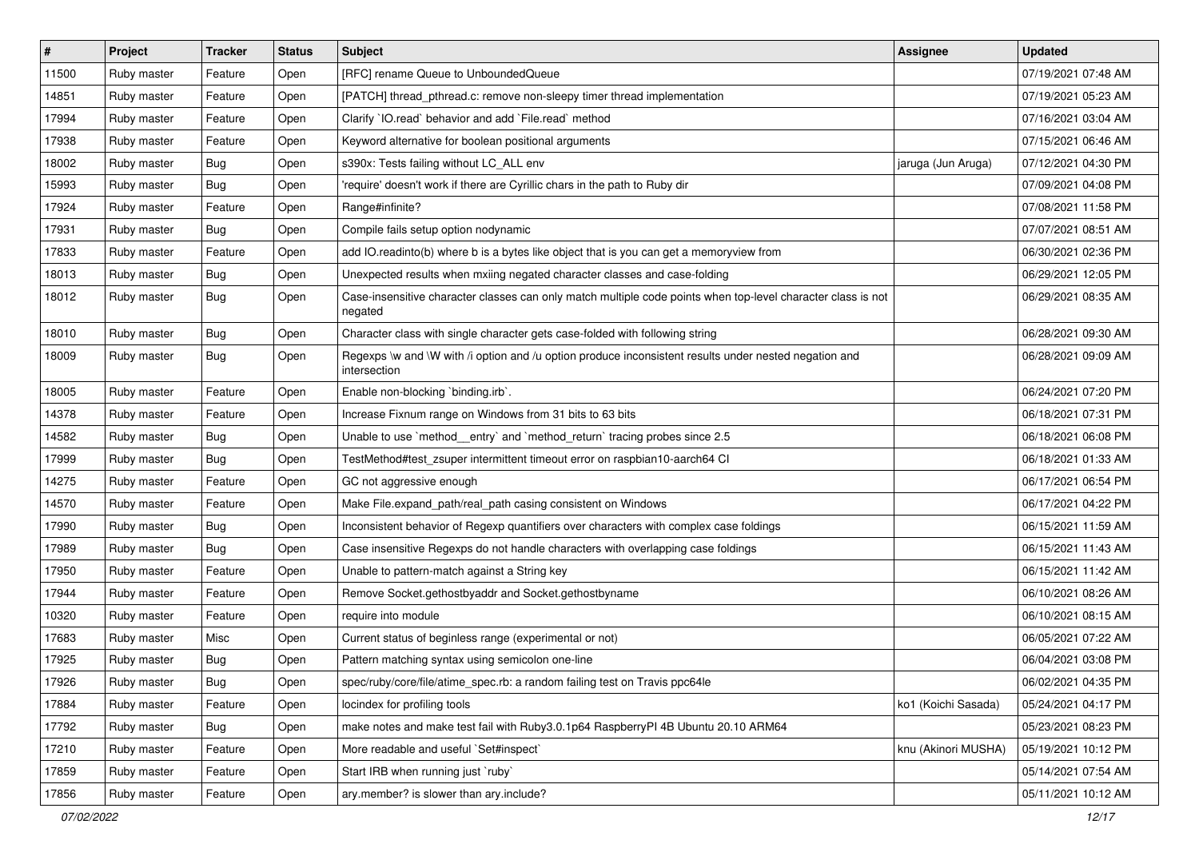| # | Project | Tracker | Status | Subject | Assignee | Updated |
|---|---|---|---|---|---|---|
| 11500 | Ruby master | Feature | Open | [RFC] rename Queue to UnboundedQueue | | 07/19/2021 07:48 AM |
| 14851 | Ruby master | Feature | Open | [PATCH] thread_pthread.c: remove non-sleepy timer thread implementation | | 07/19/2021 05:23 AM |
| 17994 | Ruby master | Feature | Open | Clarify `IO.read` behavior and add `File.read` method | | 07/16/2021 03:04 AM |
| 17938 | Ruby master | Feature | Open | Keyword alternative for boolean positional arguments | | 07/15/2021 06:46 AM |
| 18002 | Ruby master | Bug | Open | s390x: Tests failing without LC_ALL env | jaruga (Jun Aruga) | 07/12/2021 04:30 PM |
| 15993 | Ruby master | Bug | Open | 'require' doesn't work if there are Cyrillic chars in the path to Ruby dir | | 07/09/2021 04:08 PM |
| 17924 | Ruby master | Feature | Open | Range#infinite? | | 07/08/2021 11:58 PM |
| 17931 | Ruby master | Bug | Open | Compile fails setup option nodynamic | | 07/07/2021 08:51 AM |
| 17833 | Ruby master | Feature | Open | add IO.readinto(b) where b is a bytes like object that is you can get a memoryview from | | 06/30/2021 02:36 PM |
| 18013 | Ruby master | Bug | Open | Unexpected results when mxiing negated character classes and case-folding | | 06/29/2021 12:05 PM |
| 18012 | Ruby master | Bug | Open | Case-insensitive character classes can only match multiple code points when top-level character class is not negated | | 06/29/2021 08:35 AM |
| 18010 | Ruby master | Bug | Open | Character class with single character gets case-folded with following string | | 06/28/2021 09:30 AM |
| 18009 | Ruby master | Bug | Open | Regexps \w and \W with /i option and /u option produce inconsistent results under nested negation and intersection | | 06/28/2021 09:09 AM |
| 18005 | Ruby master | Feature | Open | Enable non-blocking `binding.irb`. | | 06/24/2021 07:20 PM |
| 14378 | Ruby master | Feature | Open | Increase Fixnum range on Windows from 31 bits to 63 bits | | 06/18/2021 07:31 PM |
| 14582 | Ruby master | Bug | Open | Unable to use `method__entry` and `method_return` tracing probes since 2.5 | | 06/18/2021 06:08 PM |
| 17999 | Ruby master | Bug | Open | TestMethod#test_zsuper intermittent timeout error on raspbian10-aarch64 CI | | 06/18/2021 01:33 AM |
| 14275 | Ruby master | Feature | Open | GC not aggressive enough | | 06/17/2021 06:54 PM |
| 14570 | Ruby master | Feature | Open | Make File.expand_path/real_path casing consistent on Windows | | 06/17/2021 04:22 PM |
| 17990 | Ruby master | Bug | Open | Inconsistent behavior of Regexp quantifiers over characters with complex case foldings | | 06/15/2021 11:59 AM |
| 17989 | Ruby master | Bug | Open | Case insensitive Regexps do not handle characters with overlapping case foldings | | 06/15/2021 11:43 AM |
| 17950 | Ruby master | Feature | Open | Unable to pattern-match against a String key | | 06/15/2021 11:42 AM |
| 17944 | Ruby master | Feature | Open | Remove Socket.gethostbyaddr and Socket.gethostbyname | | 06/10/2021 08:26 AM |
| 10320 | Ruby master | Feature | Open | require into module | | 06/10/2021 08:15 AM |
| 17683 | Ruby master | Misc | Open | Current status of beginless range (experimental or not) | | 06/05/2021 07:22 AM |
| 17925 | Ruby master | Bug | Open | Pattern matching syntax using semicolon one-line | | 06/04/2021 03:08 PM |
| 17926 | Ruby master | Bug | Open | spec/ruby/core/file/atime_spec.rb: a random failing test on Travis ppc64le | | 06/02/2021 04:35 PM |
| 17884 | Ruby master | Feature | Open | locindex for profiling tools | ko1 (Koichi Sasada) | 05/24/2021 04:17 PM |
| 17792 | Ruby master | Bug | Open | make notes and make test fail with Ruby3.0.1p64 RaspberryPI 4B Ubuntu 20.10 ARM64 | | 05/23/2021 08:23 PM |
| 17210 | Ruby master | Feature | Open | More readable and useful `Set#inspect` | knu (Akinori MUSHA) | 05/19/2021 10:12 PM |
| 17859 | Ruby master | Feature | Open | Start IRB when running just `ruby` | | 05/14/2021 07:54 AM |
| 17856 | Ruby master | Feature | Open | ary.member? is slower than ary.include? | | 05/11/2021 10:12 AM |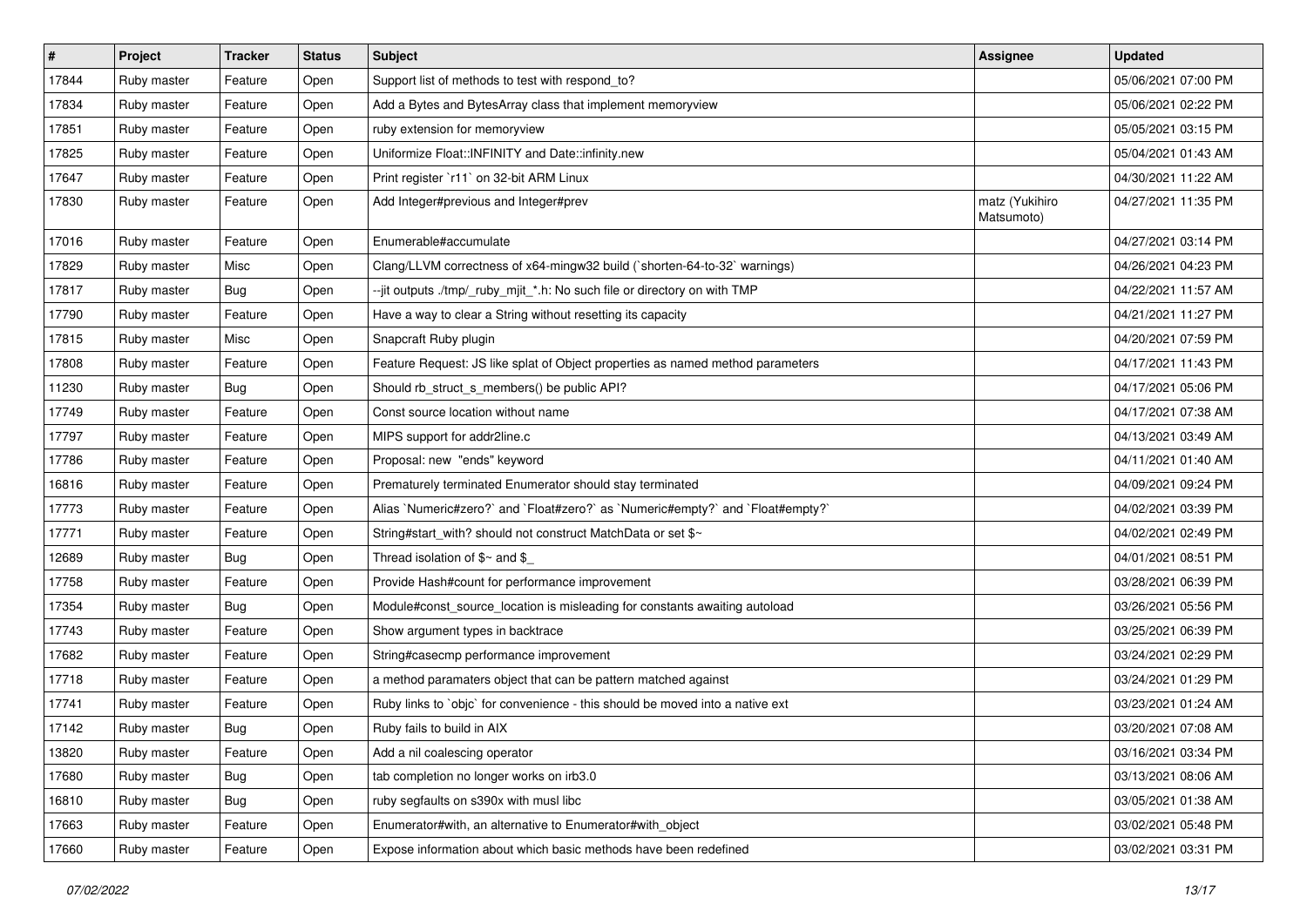| # | Project | Tracker | Status | Subject | Assignee | Updated |
|---|---|---|---|---|---|---|
| 17844 | Ruby master | Feature | Open | Support list of methods to test with respond_to? | | 05/06/2021 07:00 PM |
| 17834 | Ruby master | Feature | Open | Add a Bytes and BytesArray class that implement memoryview | | 05/06/2021 02:22 PM |
| 17851 | Ruby master | Feature | Open | ruby extension for memoryview | | 05/05/2021 03:15 PM |
| 17825 | Ruby master | Feature | Open | Uniformize Float::INFINITY and Date::infinity.new | | 05/04/2021 01:43 AM |
| 17647 | Ruby master | Feature | Open | Print register `r11` on 32-bit ARM Linux | | 04/30/2021 11:22 AM |
| 17830 | Ruby master | Feature | Open | Add Integer#previous and Integer#prev | matz (Yukihiro Matsumoto) | 04/27/2021 11:35 PM |
| 17016 | Ruby master | Feature | Open | Enumerable#accumulate | | 04/27/2021 03:14 PM |
| 17829 | Ruby master | Misc | Open | Clang/LLVM correctness of x64-mingw32 build (`shorten-64-to-32` warnings) | | 04/26/2021 04:23 PM |
| 17817 | Ruby master | Bug | Open | --jit outputs ./tmp/_ruby_mjit_*.h: No such file or directory on with TMP | | 04/22/2021 11:57 AM |
| 17790 | Ruby master | Feature | Open | Have a way to clear a String without resetting its capacity | | 04/21/2021 11:27 PM |
| 17815 | Ruby master | Misc | Open | Snapcraft Ruby plugin | | 04/20/2021 07:59 PM |
| 17808 | Ruby master | Feature | Open | Feature Request: JS like splat of Object properties as named method parameters | | 04/17/2021 11:43 PM |
| 11230 | Ruby master | Bug | Open | Should rb_struct_s_members() be public API? | | 04/17/2021 05:06 PM |
| 17749 | Ruby master | Feature | Open | Const source location without name | | 04/17/2021 07:38 AM |
| 17797 | Ruby master | Feature | Open | MIPS support for addr2line.c | | 04/13/2021 03:49 AM |
| 17786 | Ruby master | Feature | Open | Proposal: new "ends" keyword | | 04/11/2021 01:40 AM |
| 16816 | Ruby master | Feature | Open | Prematurely terminated Enumerator should stay terminated | | 04/09/2021 09:24 PM |
| 17773 | Ruby master | Feature | Open | Alias `Numeric#zero?` and `Float#zero?` as `Numeric#empty?` and `Float#empty?` | | 04/02/2021 03:39 PM |
| 17771 | Ruby master | Feature | Open | String#start_with? should not construct MatchData or set $~ | | 04/02/2021 02:49 PM |
| 12689 | Ruby master | Bug | Open | Thread isolation of $~ and $_ | | 04/01/2021 08:51 PM |
| 17758 | Ruby master | Feature | Open | Provide Hash#count for performance improvement | | 03/28/2021 06:39 PM |
| 17354 | Ruby master | Bug | Open | Module#const_source_location is misleading for constants awaiting autoload | | 03/26/2021 05:56 PM |
| 17743 | Ruby master | Feature | Open | Show argument types in backtrace | | 03/25/2021 06:39 PM |
| 17682 | Ruby master | Feature | Open | String#casecmp performance improvement | | 03/24/2021 02:29 PM |
| 17718 | Ruby master | Feature | Open | a method paramaters object that can be pattern matched against | | 03/24/2021 01:29 PM |
| 17741 | Ruby master | Feature | Open | Ruby links to `objc` for convenience - this should be moved into a native ext | | 03/23/2021 01:24 AM |
| 17142 | Ruby master | Bug | Open | Ruby fails to build in AIX | | 03/20/2021 07:08 AM |
| 13820 | Ruby master | Feature | Open | Add a nil coalescing operator | | 03/16/2021 03:34 PM |
| 17680 | Ruby master | Bug | Open | tab completion no longer works on irb3.0 | | 03/13/2021 08:06 AM |
| 16810 | Ruby master | Bug | Open | ruby segfaults on s390x with musl libc | | 03/05/2021 01:38 AM |
| 17663 | Ruby master | Feature | Open | Enumerator#with, an alternative to Enumerator#with_object | | 03/02/2021 05:48 PM |
| 17660 | Ruby master | Feature | Open | Expose information about which basic methods have been redefined | | 03/02/2021 03:31 PM |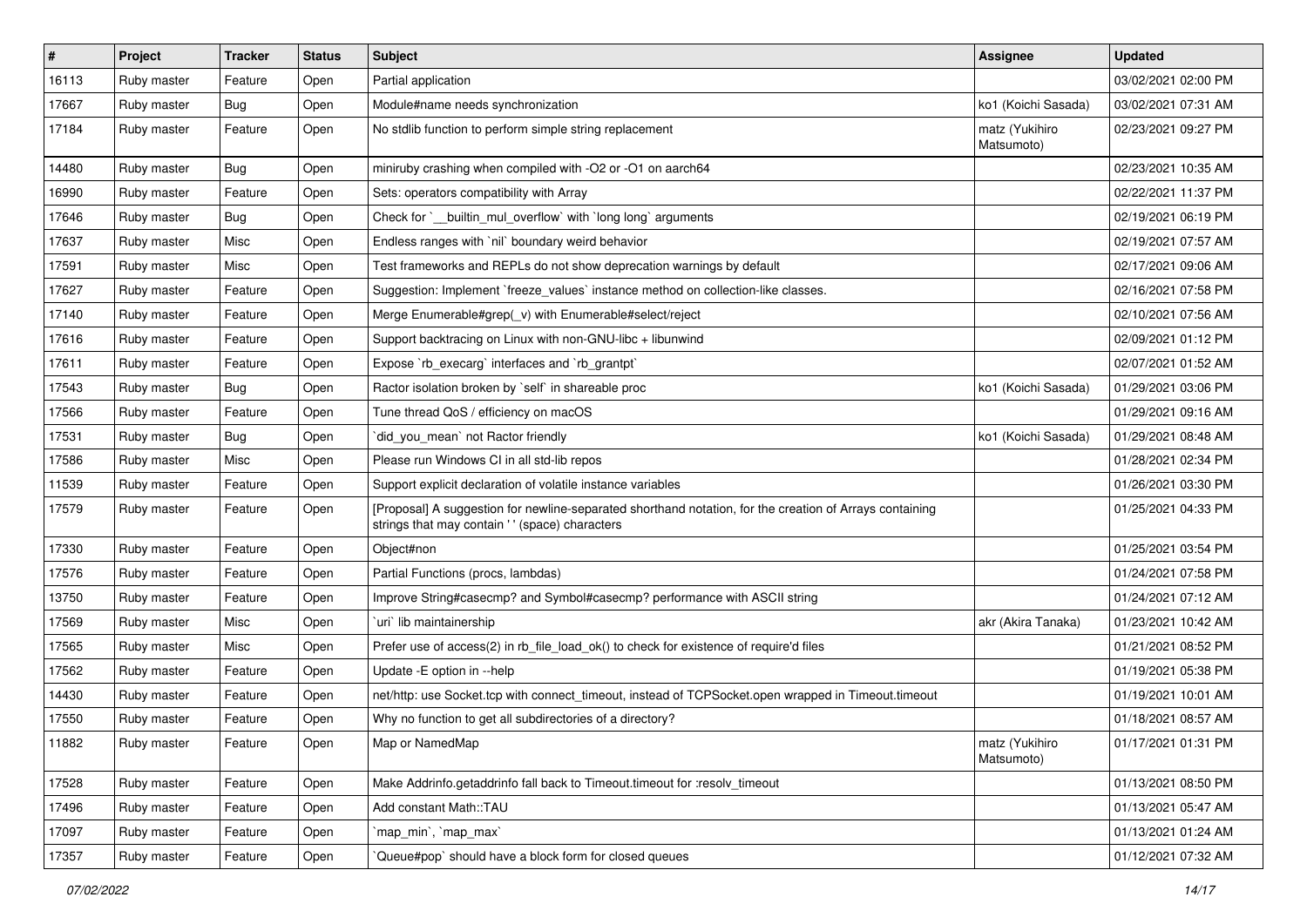| # | Project | Tracker | Status | Subject | Assignee | Updated |
|---|---|---|---|---|---|---|
| 16113 | Ruby master | Feature | Open | Partial application | | 03/02/2021 02:00 PM |
| 17667 | Ruby master | Bug | Open | Module#name needs synchronization | ko1 (Koichi Sasada) | 03/02/2021 07:31 AM |
| 17184 | Ruby master | Feature | Open | No stdlib function to perform simple string replacement | matz (Yukihiro Matsumoto) | 02/23/2021 09:27 PM |
| 14480 | Ruby master | Bug | Open | miniruby crashing when compiled with -O2 or -O1 on aarch64 | | 02/23/2021 10:35 AM |
| 16990 | Ruby master | Feature | Open | Sets: operators compatibility with Array | | 02/22/2021 11:37 PM |
| 17646 | Ruby master | Bug | Open | Check for `__builtin_mul_overflow` with `long long` arguments | | 02/19/2021 06:19 PM |
| 17637 | Ruby master | Misc | Open | Endless ranges with `nil` boundary weird behavior | | 02/19/2021 07:57 AM |
| 17591 | Ruby master | Misc | Open | Test frameworks and REPLs do not show deprecation warnings by default | | 02/17/2021 09:06 AM |
| 17627 | Ruby master | Feature | Open | Suggestion: Implement `freeze_values` instance method on collection-like classes. | | 02/16/2021 07:58 PM |
| 17140 | Ruby master | Feature | Open | Merge Enumerable#grep(_v) with Enumerable#select/reject | | 02/10/2021 07:56 AM |
| 17616 | Ruby master | Feature | Open | Support backtracing on Linux with non-GNU-libc + libunwind | | 02/09/2021 01:12 PM |
| 17611 | Ruby master | Feature | Open | Expose `rb_execarg` interfaces and `rb_grantpt` | | 02/07/2021 01:52 AM |
| 17543 | Ruby master | Bug | Open | Ractor isolation broken by `self` in shareable proc | ko1 (Koichi Sasada) | 01/29/2021 03:06 PM |
| 17566 | Ruby master | Feature | Open | Tune thread QoS / efficiency on macOS | | 01/29/2021 09:16 AM |
| 17531 | Ruby master | Bug | Open | `did_you_mean` not Ractor friendly | ko1 (Koichi Sasada) | 01/29/2021 08:48 AM |
| 17586 | Ruby master | Misc | Open | Please run Windows CI in all std-lib repos | | 01/28/2021 02:34 PM |
| 11539 | Ruby master | Feature | Open | Support explicit declaration of volatile instance variables | | 01/26/2021 03:30 PM |
| 17579 | Ruby master | Feature | Open | [Proposal] A suggestion for newline-separated shorthand notation, for the creation of Arrays containing strings that may contain ' ' (space) characters | | 01/25/2021 04:33 PM |
| 17330 | Ruby master | Feature | Open | Object#non | | 01/25/2021 03:54 PM |
| 17576 | Ruby master | Feature | Open | Partial Functions (procs, lambdas) | | 01/24/2021 07:58 PM |
| 13750 | Ruby master | Feature | Open | Improve String#casecmp? and Symbol#casecmp? performance with ASCII string | | 01/24/2021 07:12 AM |
| 17569 | Ruby master | Misc | Open | `uri` lib maintainership | akr (Akira Tanaka) | 01/23/2021 10:42 AM |
| 17565 | Ruby master | Misc | Open | Prefer use of access(2) in rb_file_load_ok() to check for existence of require'd files | | 01/21/2021 08:52 PM |
| 17562 | Ruby master | Feature | Open | Update -E option in --help | | 01/19/2021 05:38 PM |
| 14430 | Ruby master | Feature | Open | net/http: use Socket.tcp with connect_timeout, instead of TCPSocket.open wrapped in Timeout.timeout | | 01/19/2021 10:01 AM |
| 17550 | Ruby master | Feature | Open | Why no function to get all subdirectories of a directory? | | 01/18/2021 08:57 AM |
| 11882 | Ruby master | Feature | Open | Map or NamedMap | matz (Yukihiro Matsumoto) | 01/17/2021 01:31 PM |
| 17528 | Ruby master | Feature | Open | Make Addrinfo.getaddrinfo fall back to Timeout.timeout for :resolv_timeout | | 01/13/2021 08:50 PM |
| 17496 | Ruby master | Feature | Open | Add constant Math::TAU | | 01/13/2021 05:47 AM |
| 17097 | Ruby master | Feature | Open | `map_min`, `map_max` | | 01/13/2021 01:24 AM |
| 17357 | Ruby master | Feature | Open | `Queue#pop` should have a block form for closed queues | | 01/12/2021 07:32 AM |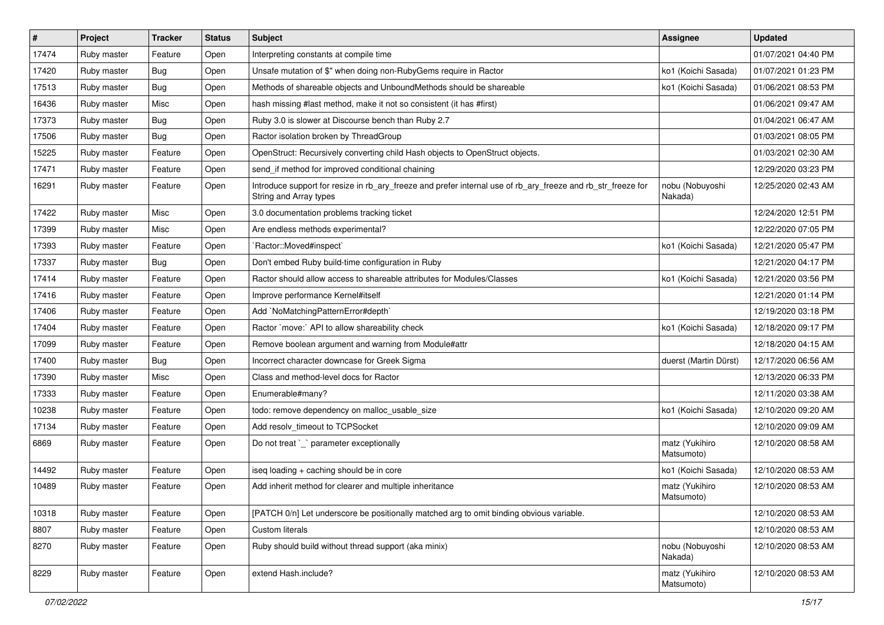| # | Project | Tracker | Status | Subject | Assignee | Updated |
| --- | --- | --- | --- | --- | --- | --- |
| 17474 | Ruby master | Feature | Open | Interpreting constants at compile time | | 01/07/2021 04:40 PM |
| 17420 | Ruby master | Bug | Open | Unsafe mutation of $" when doing non-RubyGems require in Ractor | ko1 (Koichi Sasada) | 01/07/2021 01:23 PM |
| 17513 | Ruby master | Bug | Open | Methods of shareable objects and UnboundMethods should be shareable | ko1 (Koichi Sasada) | 01/06/2021 08:53 PM |
| 16436 | Ruby master | Misc | Open | hash missing #last method, make it not so consistent (it has #first) | | 01/06/2021 09:47 AM |
| 17373 | Ruby master | Bug | Open | Ruby 3.0 is slower at Discourse bench than Ruby 2.7 | | 01/04/2021 06:47 AM |
| 17506 | Ruby master | Bug | Open | Ractor isolation broken by ThreadGroup | | 01/03/2021 08:05 PM |
| 15225 | Ruby master | Feature | Open | OpenStruct: Recursively converting child Hash objects to OpenStruct objects. | | 01/03/2021 02:30 AM |
| 17471 | Ruby master | Feature | Open | send_if method for improved conditional chaining | | 12/29/2020 03:23 PM |
| 16291 | Ruby master | Feature | Open | Introduce support for resize in rb_ary_freeze and prefer internal use of rb_ary_freeze and rb_str_freeze for String and Array types | nobu (Nobuyoshi Nakada) | 12/25/2020 02:43 AM |
| 17422 | Ruby master | Misc | Open | 3.0 documentation problems tracking ticket | | 12/24/2020 12:51 PM |
| 17399 | Ruby master | Misc | Open | Are endless methods experimental? | | 12/22/2020 07:05 PM |
| 17393 | Ruby master | Feature | Open | `Ractor::Moved#inspect` | ko1 (Koichi Sasada) | 12/21/2020 05:47 PM |
| 17337 | Ruby master | Bug | Open | Don't embed Ruby build-time configuration in Ruby | | 12/21/2020 04:17 PM |
| 17414 | Ruby master | Feature | Open | Ractor should allow access to shareable attributes for Modules/Classes | ko1 (Koichi Sasada) | 12/21/2020 03:56 PM |
| 17416 | Ruby master | Feature | Open | Improve performance Kernel#itself | | 12/21/2020 01:14 PM |
| 17406 | Ruby master | Feature | Open | Add `NoMatchingPatternError#depth` | | 12/19/2020 03:18 PM |
| 17404 | Ruby master | Feature | Open | Ractor `move:` API to allow shareability check | ko1 (Koichi Sasada) | 12/18/2020 09:17 PM |
| 17099 | Ruby master | Feature | Open | Remove boolean argument and warning from Module#attr | | 12/18/2020 04:15 AM |
| 17400 | Ruby master | Bug | Open | Incorrect character downcase for Greek Sigma | duerst (Martin Dürst) | 12/17/2020 06:56 AM |
| 17390 | Ruby master | Misc | Open | Class and method-level docs for Ractor | | 12/13/2020 06:33 PM |
| 17333 | Ruby master | Feature | Open | Enumerable#many? | | 12/11/2020 03:38 AM |
| 10238 | Ruby master | Feature | Open | todo: remove dependency on malloc_usable_size | ko1 (Koichi Sasada) | 12/10/2020 09:20 AM |
| 17134 | Ruby master | Feature | Open | Add resolv_timeout to TCPSocket | | 12/10/2020 09:09 AM |
| 6869 | Ruby master | Feature | Open | Do not treat `_` parameter exceptionally | matz (Yukihiro Matsumoto) | 12/10/2020 08:58 AM |
| 14492 | Ruby master | Feature | Open | iseq loading + caching should be in core | ko1 (Koichi Sasada) | 12/10/2020 08:53 AM |
| 10489 | Ruby master | Feature | Open | Add inherit method for clearer and multiple inheritance | matz (Yukihiro Matsumoto) | 12/10/2020 08:53 AM |
| 10318 | Ruby master | Feature | Open | [PATCH 0/n] Let underscore be positionally matched arg to omit binding obvious variable. | | 12/10/2020 08:53 AM |
| 8807 | Ruby master | Feature | Open | Custom literals | | 12/10/2020 08:53 AM |
| 8270 | Ruby master | Feature | Open | Ruby should build without thread support (aka minix) | nobu (Nobuyoshi Nakada) | 12/10/2020 08:53 AM |
| 8229 | Ruby master | Feature | Open | extend Hash.include? | matz (Yukihiro Matsumoto) | 12/10/2020 08:53 AM |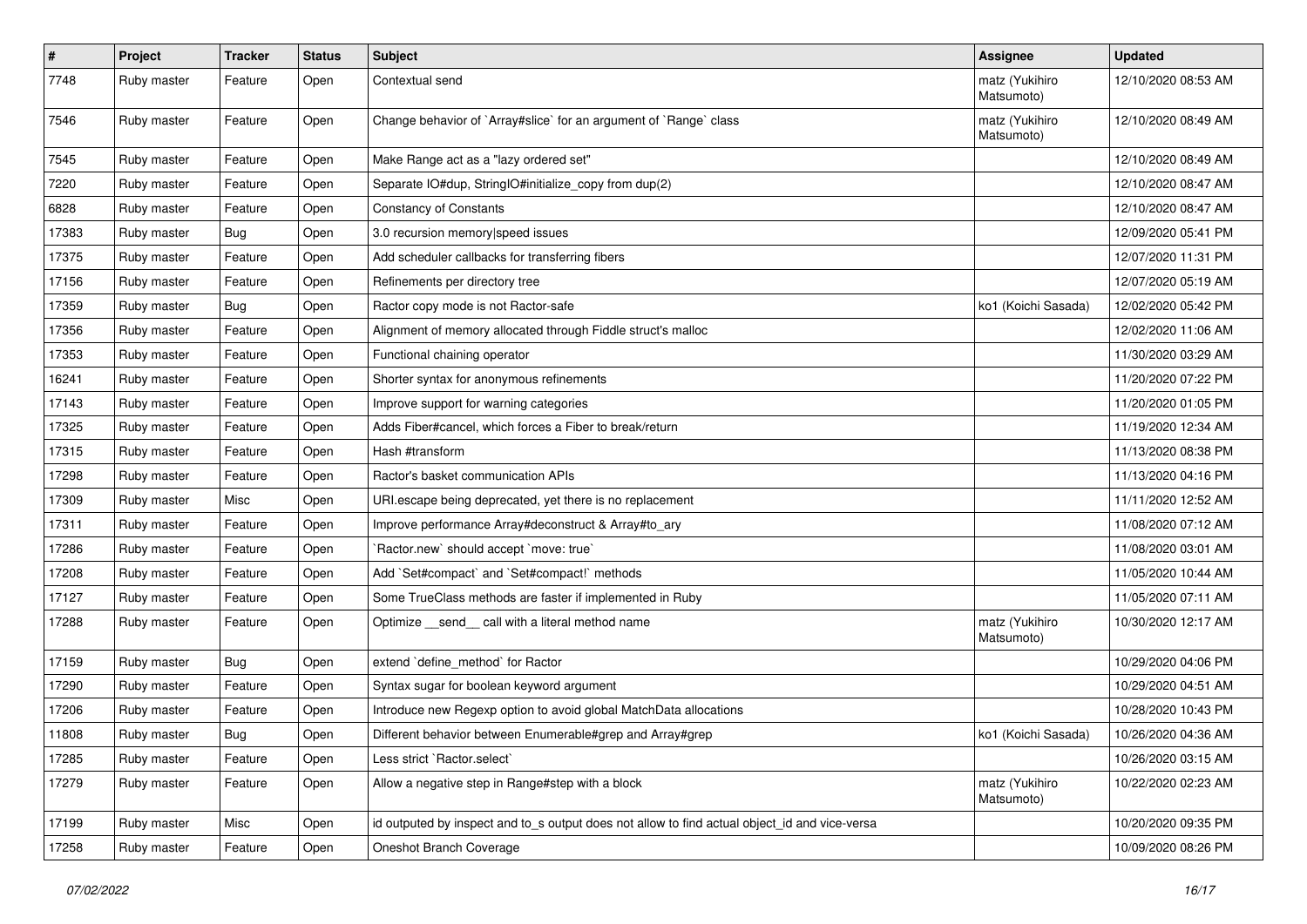| # | Project | Tracker | Status | Subject | Assignee | Updated |
|---|---|---|---|---|---|---|
| 7748 | Ruby master | Feature | Open | Contextual send | matz (Yukihiro Matsumoto) | 12/10/2020 08:53 AM |
| 7546 | Ruby master | Feature | Open | Change behavior of `Array#slice` for an argument of `Range` class | matz (Yukihiro Matsumoto) | 12/10/2020 08:49 AM |
| 7545 | Ruby master | Feature | Open | Make Range act as a "lazy ordered set" | | 12/10/2020 08:49 AM |
| 7220 | Ruby master | Feature | Open | Separate IO#dup, StringIO#initialize_copy from dup(2) | | 12/10/2020 08:47 AM |
| 6828 | Ruby master | Feature | Open | Constancy of Constants | | 12/10/2020 08:47 AM |
| 17383 | Ruby master | Bug | Open | 3.0 recursion memory\|speed issues | | 12/09/2020 05:41 PM |
| 17375 | Ruby master | Feature | Open | Add scheduler callbacks for transferring fibers | | 12/07/2020 11:31 PM |
| 17156 | Ruby master | Feature | Open | Refinements per directory tree | | 12/07/2020 05:19 AM |
| 17359 | Ruby master | Bug | Open | Ractor copy mode is not Ractor-safe | ko1 (Koichi Sasada) | 12/02/2020 05:42 PM |
| 17356 | Ruby master | Feature | Open | Alignment of memory allocated through Fiddle struct's malloc | | 12/02/2020 11:06 AM |
| 17353 | Ruby master | Feature | Open | Functional chaining operator | | 11/30/2020 03:29 AM |
| 16241 | Ruby master | Feature | Open | Shorter syntax for anonymous refinements | | 11/20/2020 07:22 PM |
| 17143 | Ruby master | Feature | Open | Improve support for warning categories | | 11/20/2020 01:05 PM |
| 17325 | Ruby master | Feature | Open | Adds Fiber#cancel, which forces a Fiber to break/return | | 11/19/2020 12:34 AM |
| 17315 | Ruby master | Feature | Open | Hash #transform | | 11/13/2020 08:38 PM |
| 17298 | Ruby master | Feature | Open | Ractor's basket communication APIs | | 11/13/2020 04:16 PM |
| 17309 | Ruby master | Misc | Open | URI.escape being deprecated, yet there is no replacement | | 11/11/2020 12:52 AM |
| 17311 | Ruby master | Feature | Open | Improve performance Array#deconstruct & Array#to_ary | | 11/08/2020 07:12 AM |
| 17286 | Ruby master | Feature | Open | `Ractor.new` should accept `move: true` | | 11/08/2020 03:01 AM |
| 17208 | Ruby master | Feature | Open | Add `Set#compact` and `Set#compact!` methods | | 11/05/2020 10:44 AM |
| 17127 | Ruby master | Feature | Open | Some TrueClass methods are faster if implemented in Ruby | | 11/05/2020 07:11 AM |
| 17288 | Ruby master | Feature | Open | Optimize __send__ call with a literal method name | matz (Yukihiro Matsumoto) | 10/30/2020 12:17 AM |
| 17159 | Ruby master | Bug | Open | extend `define_method` for Ractor | | 10/29/2020 04:06 PM |
| 17290 | Ruby master | Feature | Open | Syntax sugar for boolean keyword argument | | 10/29/2020 04:51 AM |
| 17206 | Ruby master | Feature | Open | Introduce new Regexp option to avoid global MatchData allocations | | 10/28/2020 10:43 PM |
| 11808 | Ruby master | Bug | Open | Different behavior between Enumerable#grep and Array#grep | ko1 (Koichi Sasada) | 10/26/2020 04:36 AM |
| 17285 | Ruby master | Feature | Open | Less strict `Ractor.select` | | 10/26/2020 03:15 AM |
| 17279 | Ruby master | Feature | Open | Allow a negative step in Range#step with a block | matz (Yukihiro Matsumoto) | 10/22/2020 02:23 AM |
| 17199 | Ruby master | Misc | Open | id outputed by inspect and to_s output does not allow to find actual object_id and vice-versa | | 10/20/2020 09:35 PM |
| 17258 | Ruby master | Feature | Open | Oneshot Branch Coverage | | 10/09/2020 08:26 PM |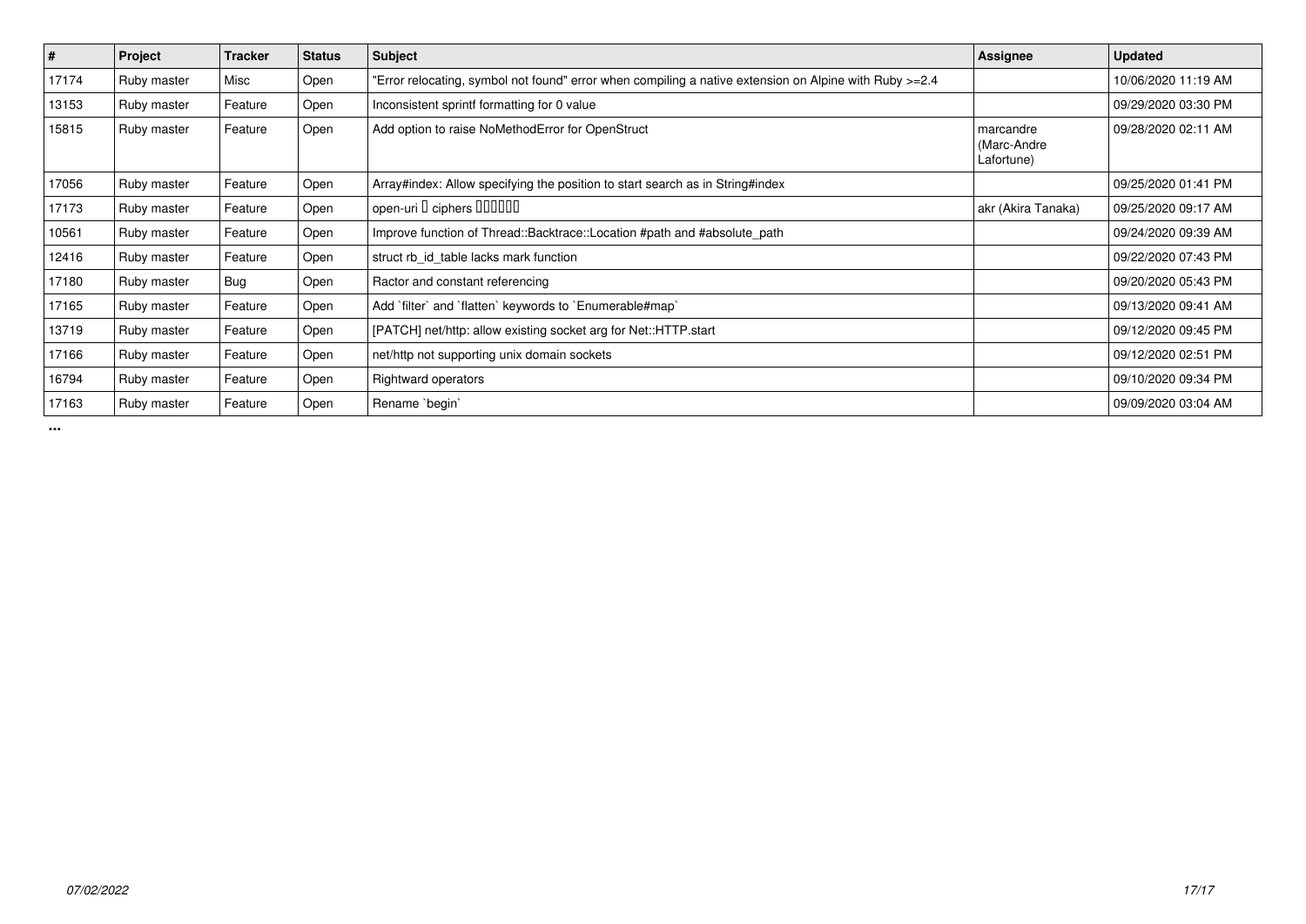| # | Project | Tracker | Status | Subject | Assignee | Updated |
|---|---|---|---|---|---|---|
| 17174 | Ruby master | Misc | Open | "Error relocating, symbol not found" error when compiling a native extension on Alpine with Ruby >=2.4 | | 10/06/2020 11:19 AM |
| 13153 | Ruby master | Feature | Open | Inconsistent sprintf formatting for 0 value | | 09/29/2020 03:30 PM |
| 15815 | Ruby master | Feature | Open | Add option to raise NoMethodError for OpenStruct | marcandre (Marc-Andre Lafortune) | 09/28/2020 02:11 AM |
| 17056 | Ruby master | Feature | Open | Array#index: Allow specifying the position to start search as in String#index | | 09/25/2020 01:41 PM |
| 17173 | Ruby master | Feature | Open | open-uri � ciphers ������ | akr (Akira Tanaka) | 09/25/2020 09:17 AM |
| 10561 | Ruby master | Feature | Open | Improve function of Thread::Backtrace::Location #path and #absolute_path | | 09/24/2020 09:39 AM |
| 12416 | Ruby master | Feature | Open | struct rb_id_table lacks mark function | | 09/22/2020 07:43 PM |
| 17180 | Ruby master | Bug | Open | Ractor and constant referencing | | 09/20/2020 05:43 PM |
| 17165 | Ruby master | Feature | Open | Add `filter` and `flatten` keywords to `Enumerable#map` | | 09/13/2020 09:41 AM |
| 13719 | Ruby master | Feature | Open | [PATCH] net/http: allow existing socket arg for Net::HTTP.start | | 09/12/2020 09:45 PM |
| 17166 | Ruby master | Feature | Open | net/http not supporting unix domain sockets | | 09/12/2020 02:51 PM |
| 16794 | Ruby master | Feature | Open | Rightward operators | | 09/10/2020 09:34 PM |
| 17163 | Ruby master | Feature | Open | Rename `begin` | | 09/09/2020 03:04 AM |

...